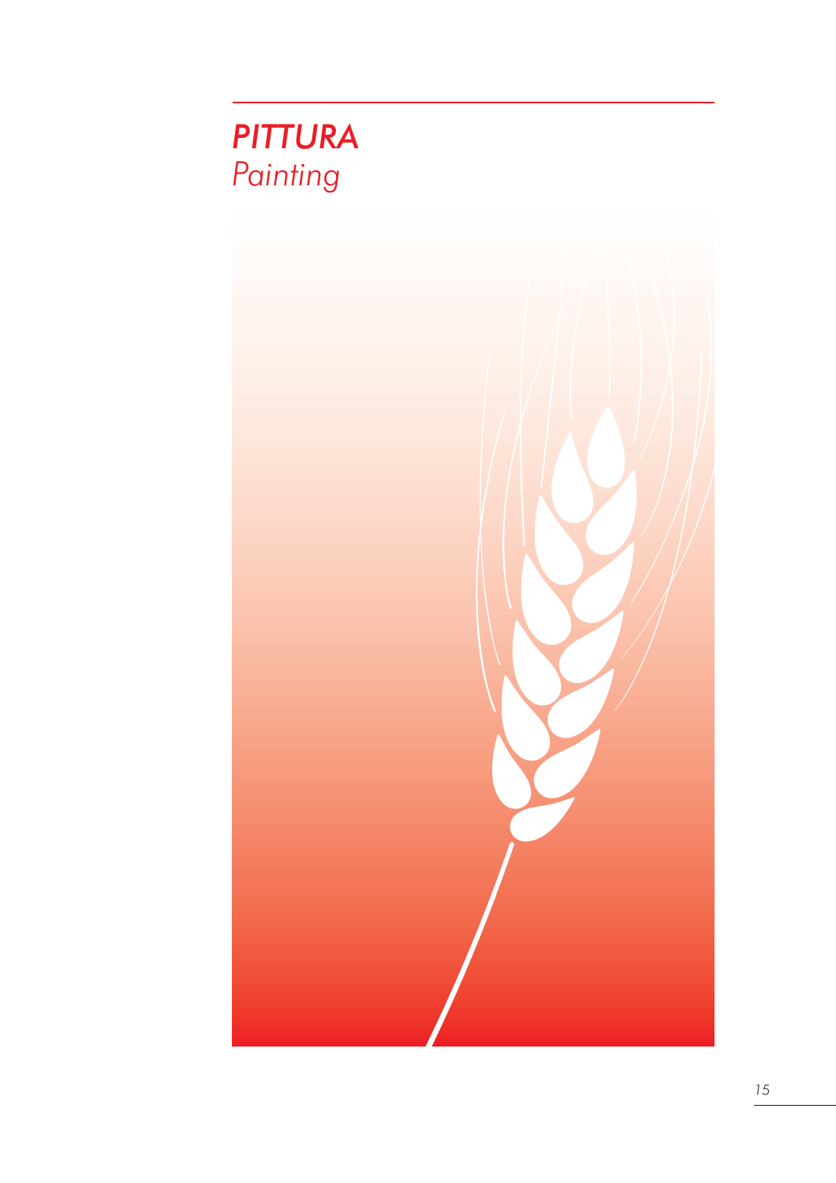# *PITTURA*

*Painting*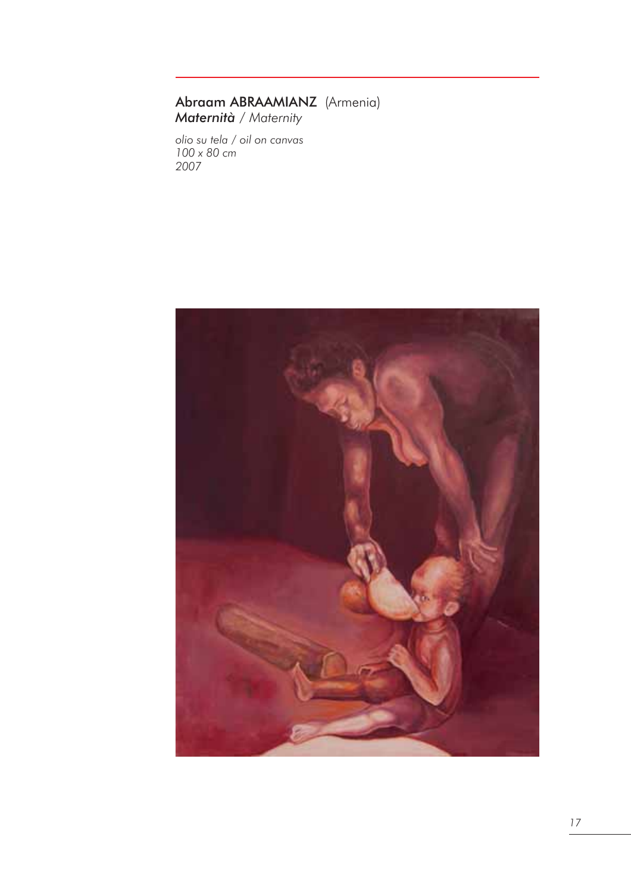**Abraam ABRAAMIANZ** (Armenia)
***Maternità*** / *Maternity*

*olio su tela / oil on canvas*
*100 x 80 cm*
*2007*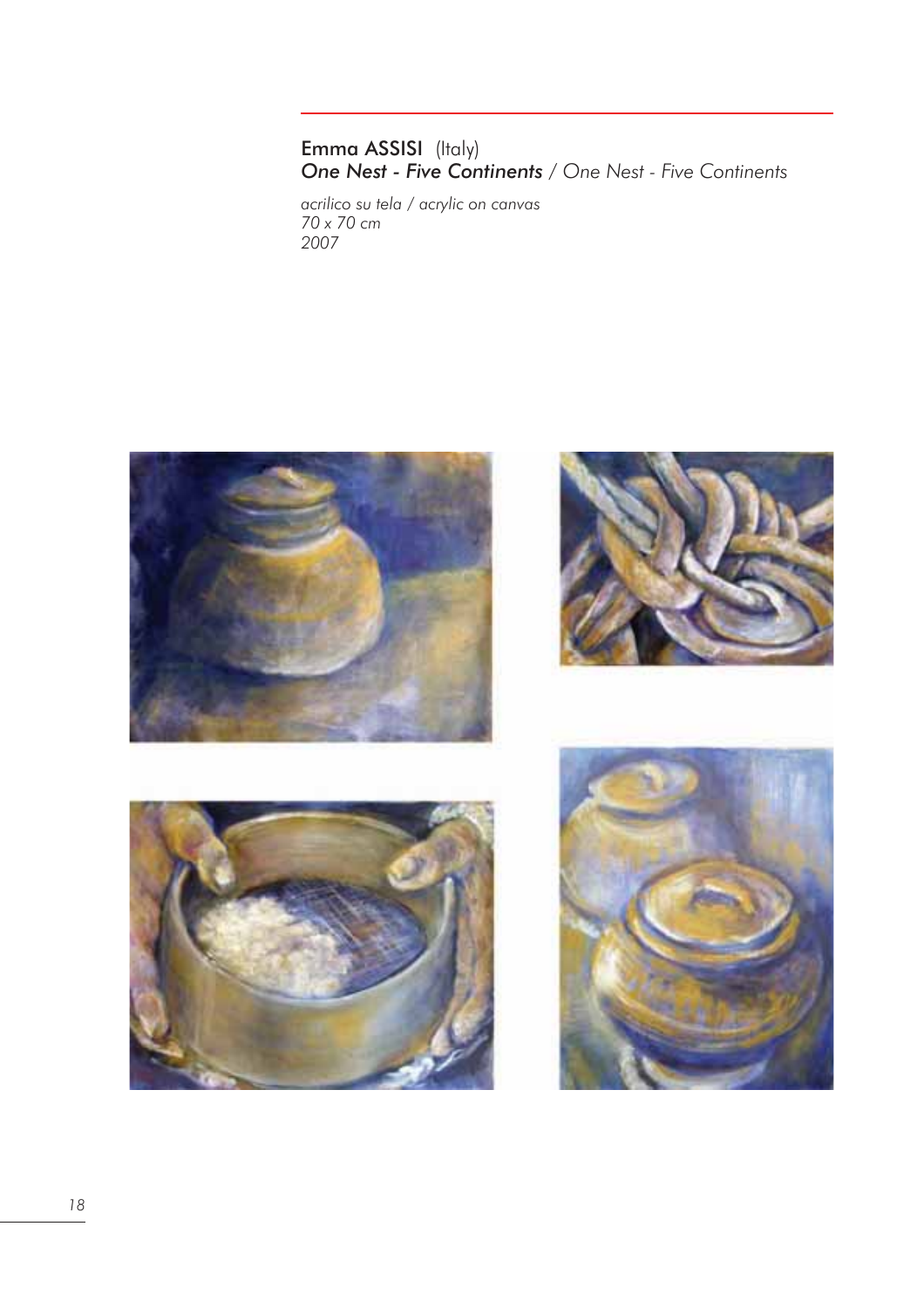**Emma ASSISI** (Italy)
***One Nest - Five Continents*** / *One Nest - Five Continents*

*acrilico su tela / acrylic on canvas*
*70 x 70 cm*
*2007*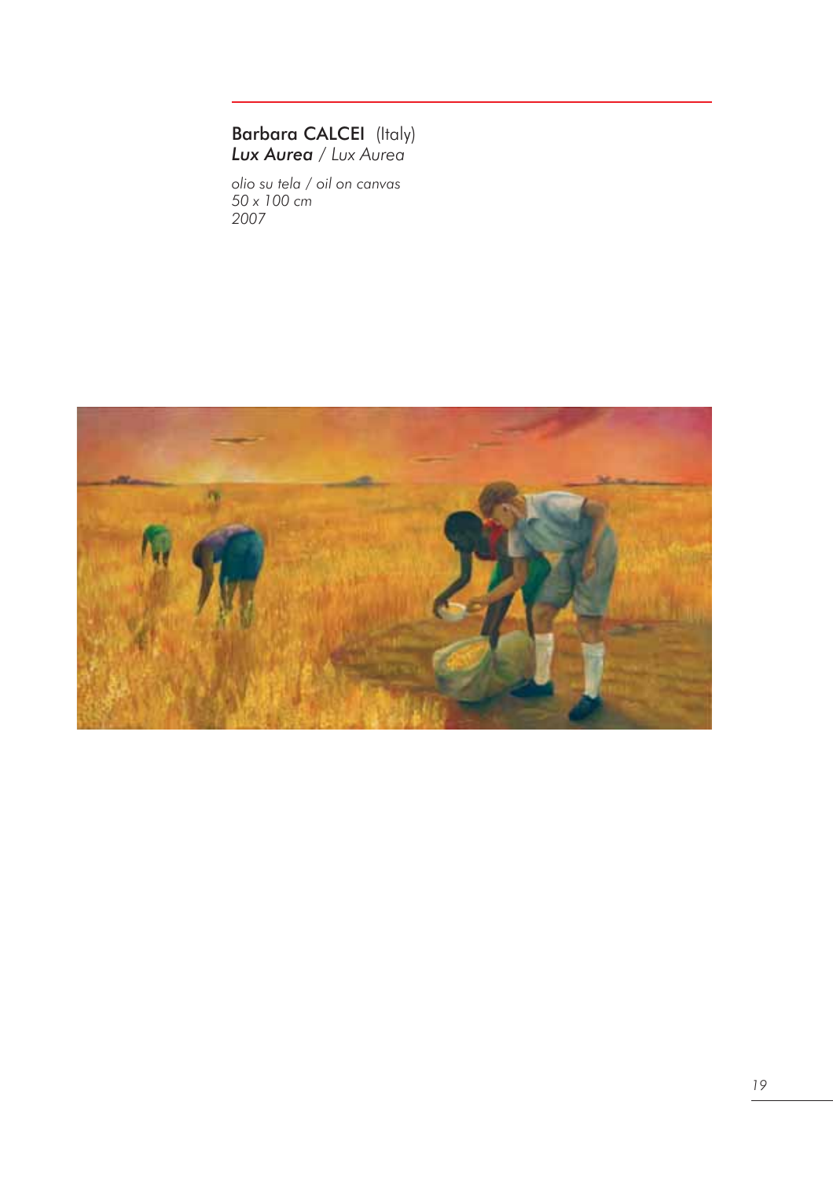**Barbara CALCEI** (Italy)
***Lux Aurea*** / *Lux Aurea*

*olio su tela / oil on canvas*
*50 x 100 cm*
*2007*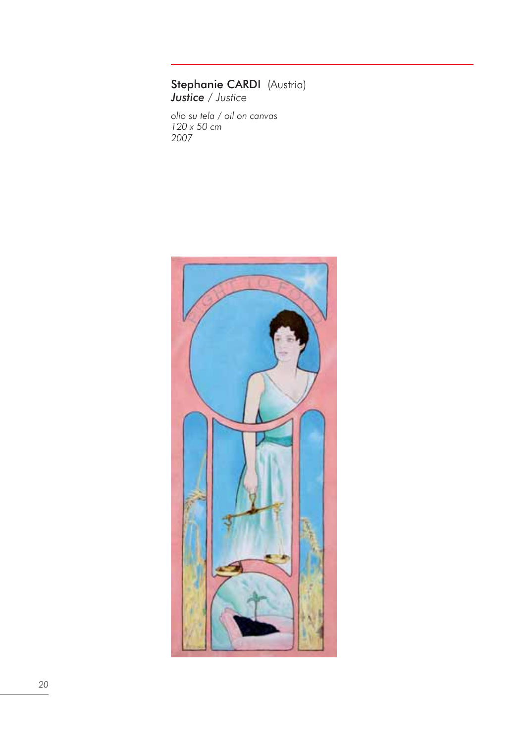**Stephanie CARDI** (Austria)
***Justice*** / *Justice*

*olio su tela / oil on canvas*
*120 x 50 cm*
*2007*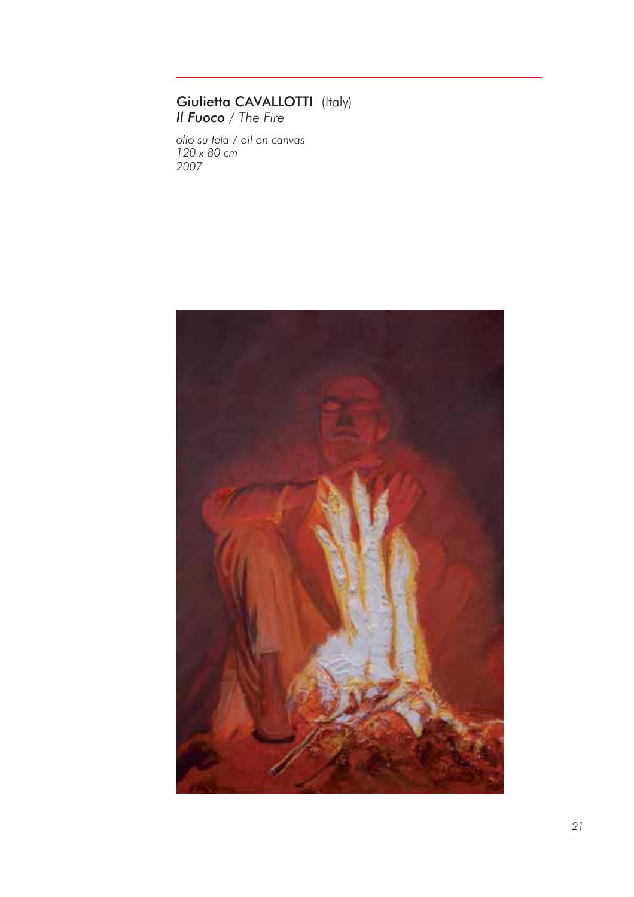Giulietta CAVALLOTTI (Italy)
*Il Fuoco / The Fire*

*olio su tela / oil on canvas*
*120 x 80 cm*
*2007*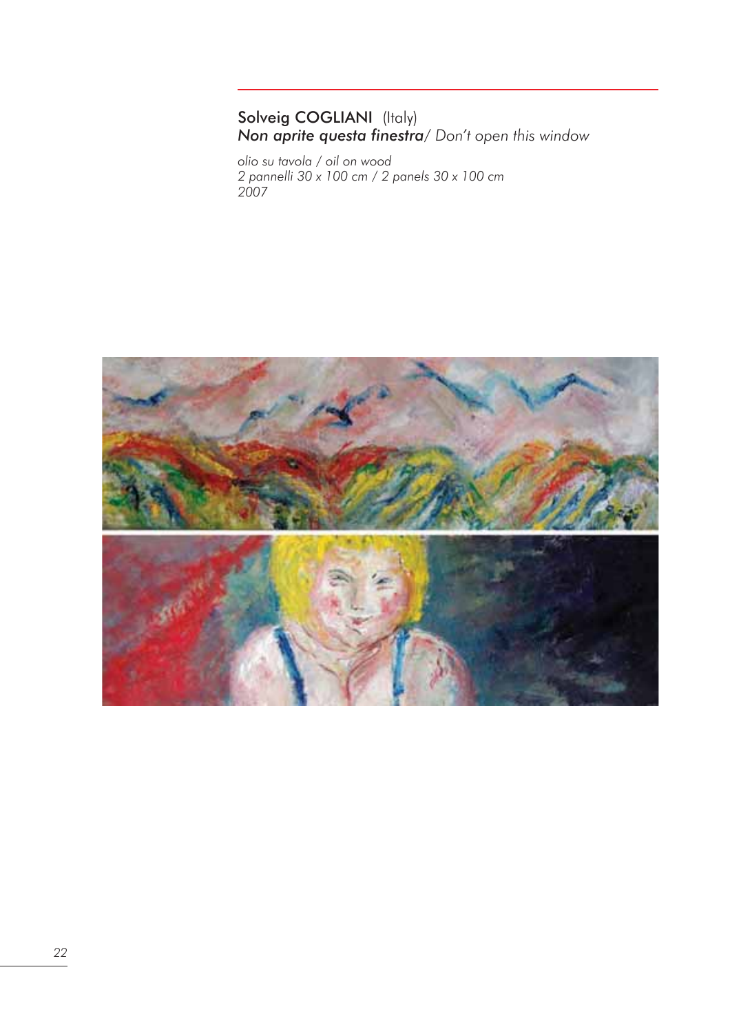**Solveig COGLIANI** (Italy)
***Non aprite questa finestra****/ Don't open this window*

*olio su tavola / oil on wood*
*2 pannelli 30 x 100 cm / 2 panels 30 x 100 cm*
*2007*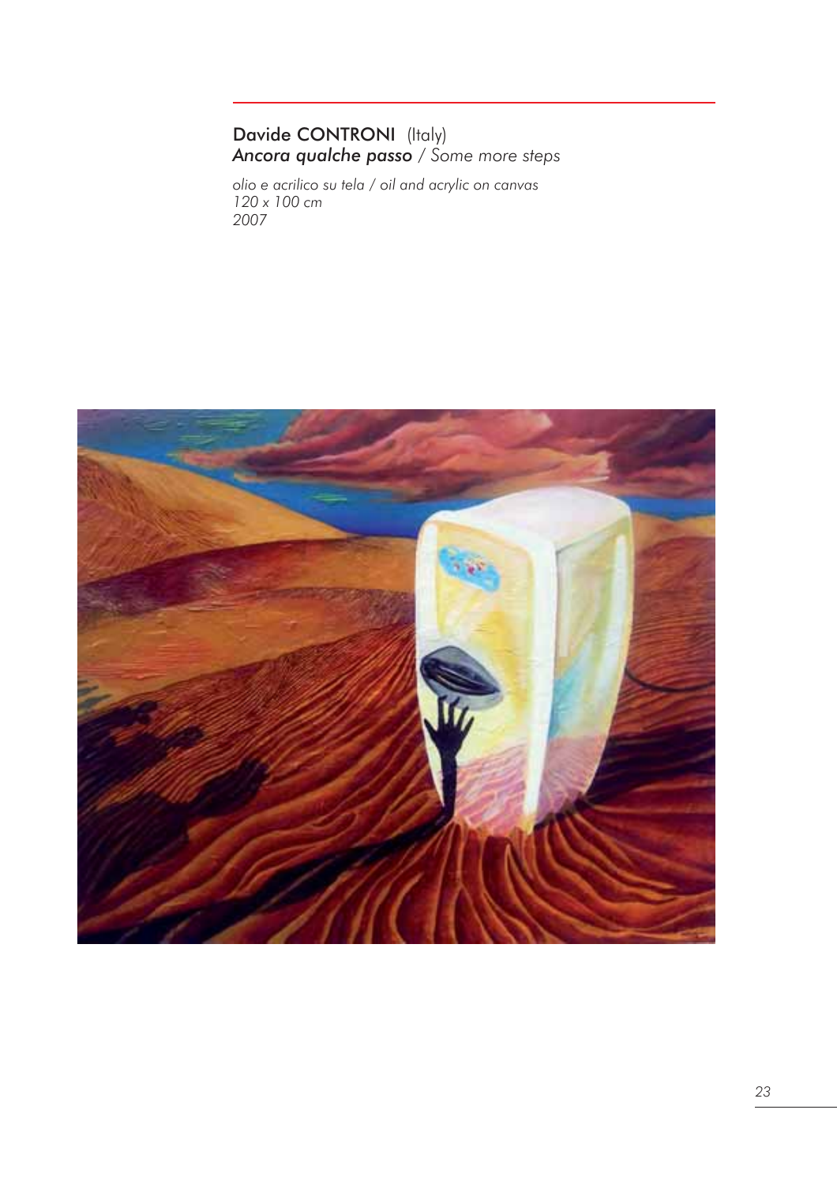Davide CONTRONI (Italy)
*Ancora qualche passo* / *Some more steps*

*olio e acrilico su tela / oil and acrylic on canvas*
*120 x 100 cm*
*2007*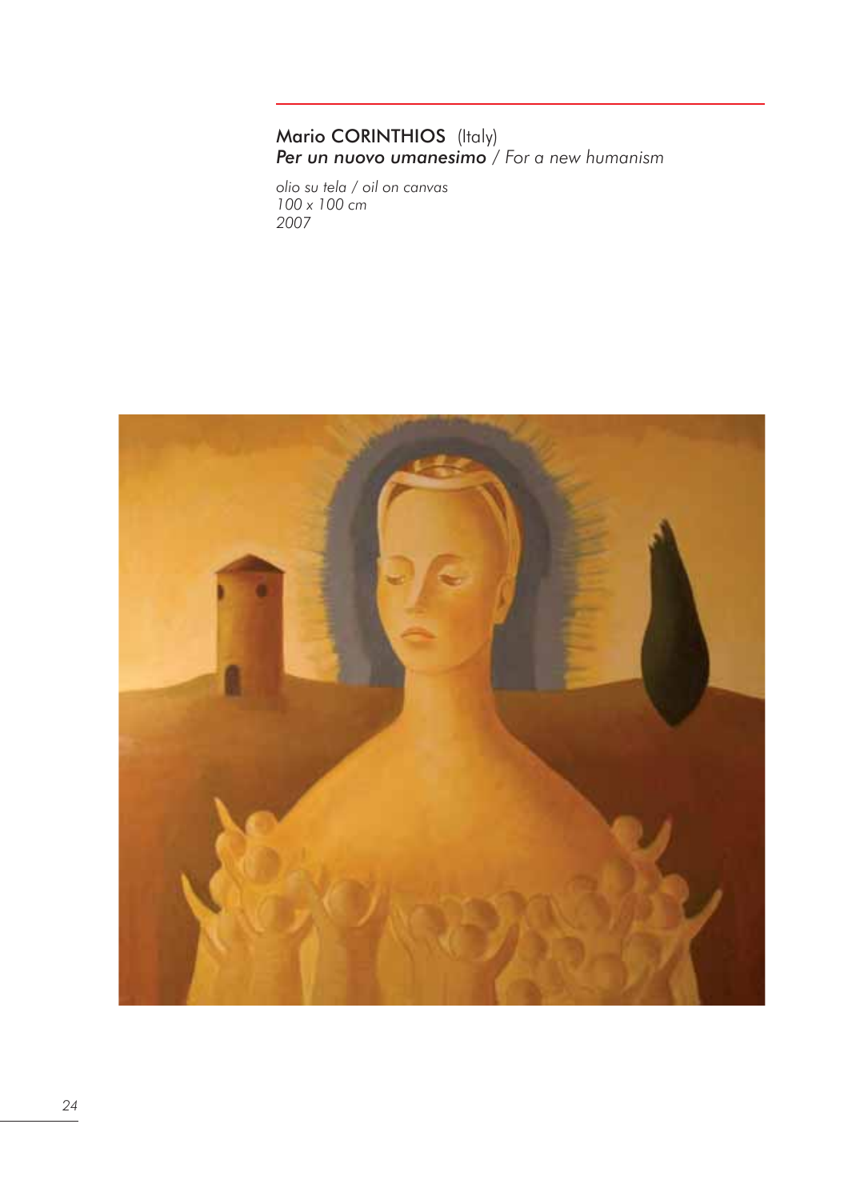Mario CORINTHIOS (Italy)
***Per un nuovo umanesimo*** */ For a new humanism*

*olio su tela / oil on canvas*
*100 x 100 cm*
*2007*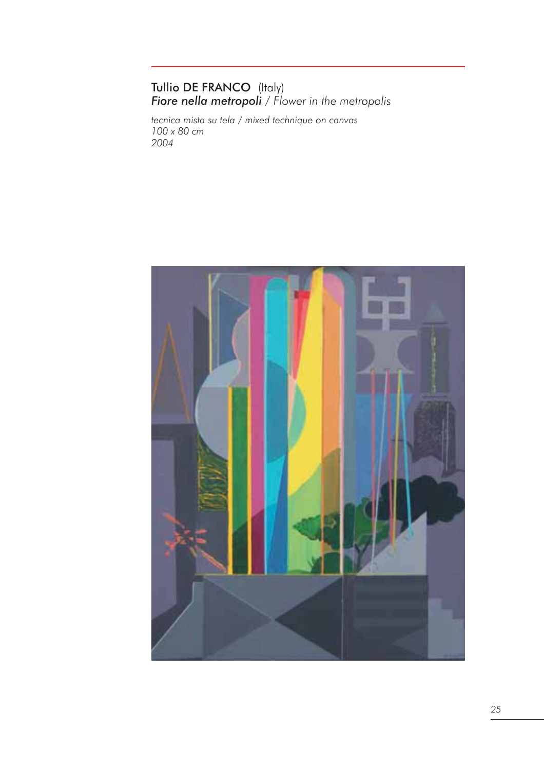Tullio DE FRANCO (Italy)

***Fiore nella metropoli*** / *Flower in the metropolis*

*tecnica mista su tela / mixed technique on canvas*
*100 x 80 cm*
*2004*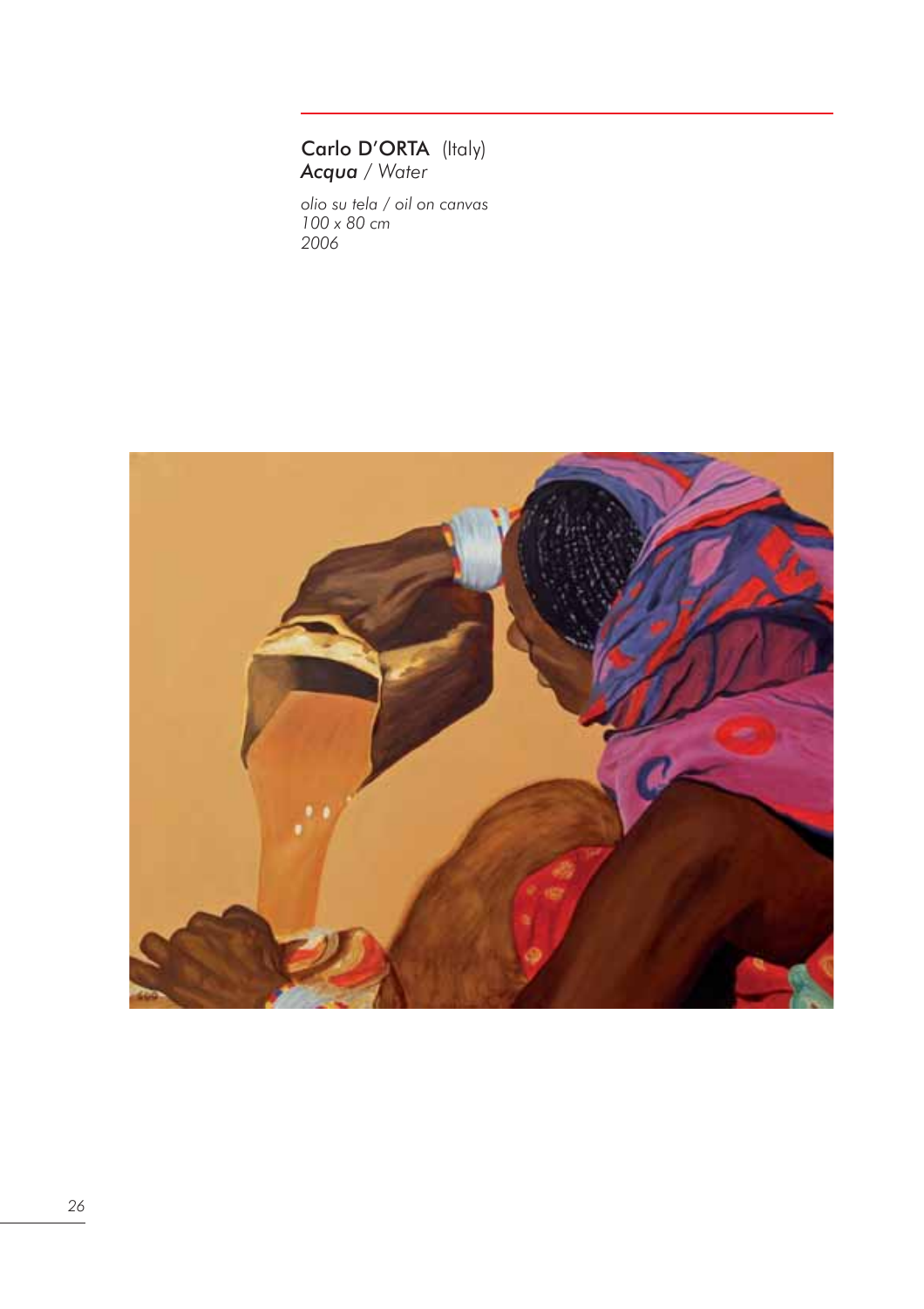**Carlo D'ORTA** (Italy)
***Acqua*** / *Water*

*olio su tela / oil on canvas*
*100 x 80 cm*
*2006*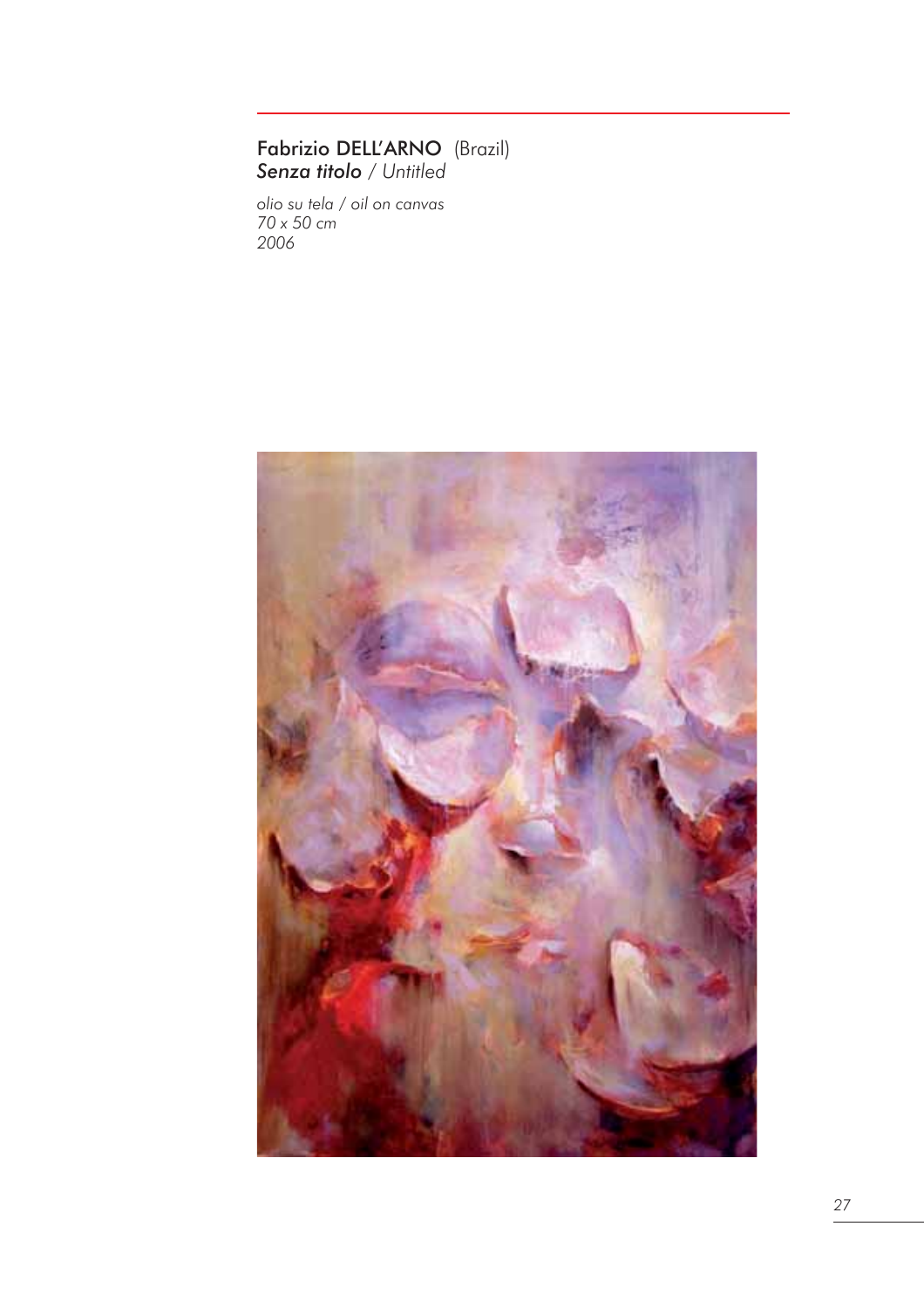Fabrizio DELL'ARNO (Brazil)
*Senza titolo / Untitled*

*olio su tela / oil on canvas*
*70 x 50 cm*
*2006*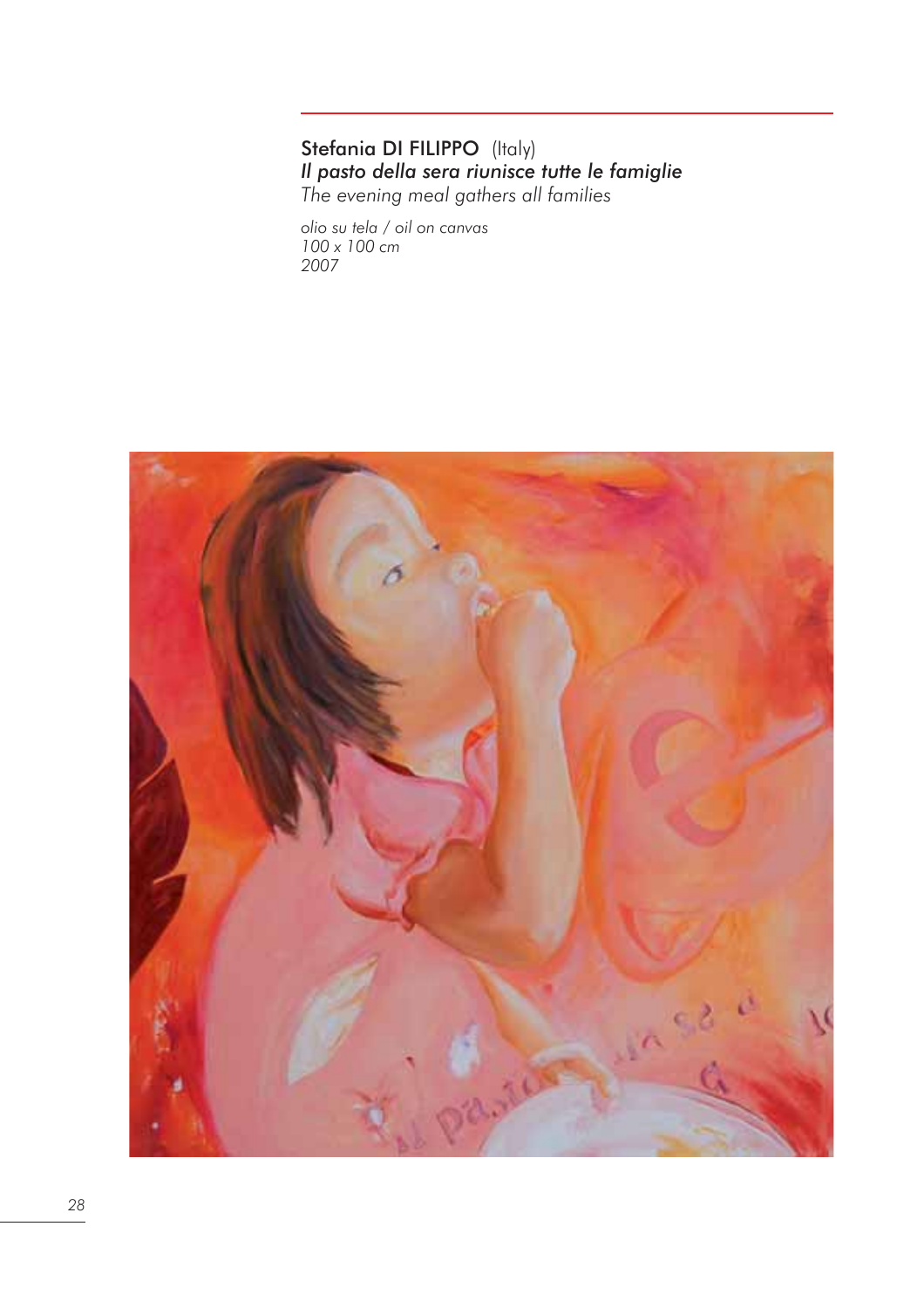Stefania DI FILIPPO (Italy)
*Il pasto della sera riunisce tutte le famiglie*
*The evening meal gathers all families*

*olio su tela / oil on canvas*
*100 x 100 cm*
*2007*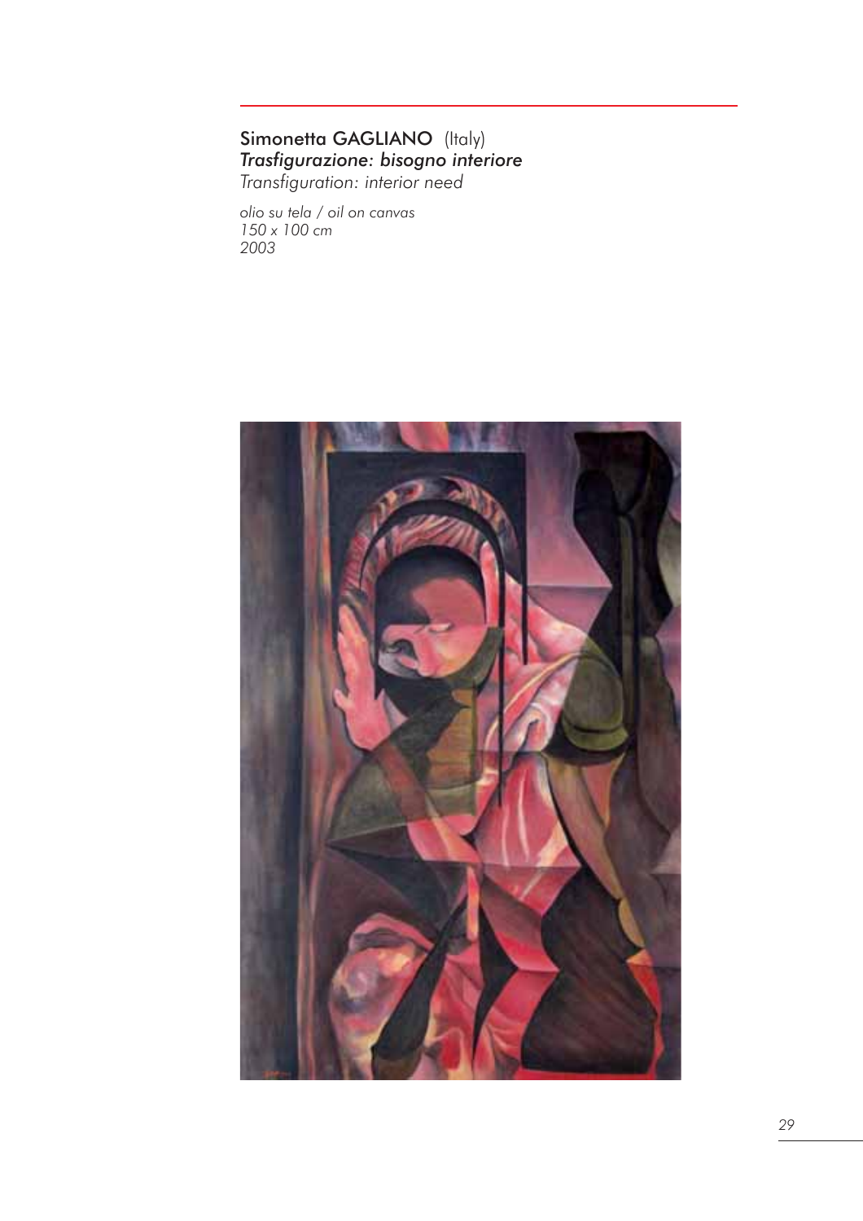Simonetta GAGLIANO (Italy)
*Trasfigurazione: bisogno interiore*
*Transfiguration: interior need*

*olio su tela / oil on canvas*
*150 x 100 cm*
*2003*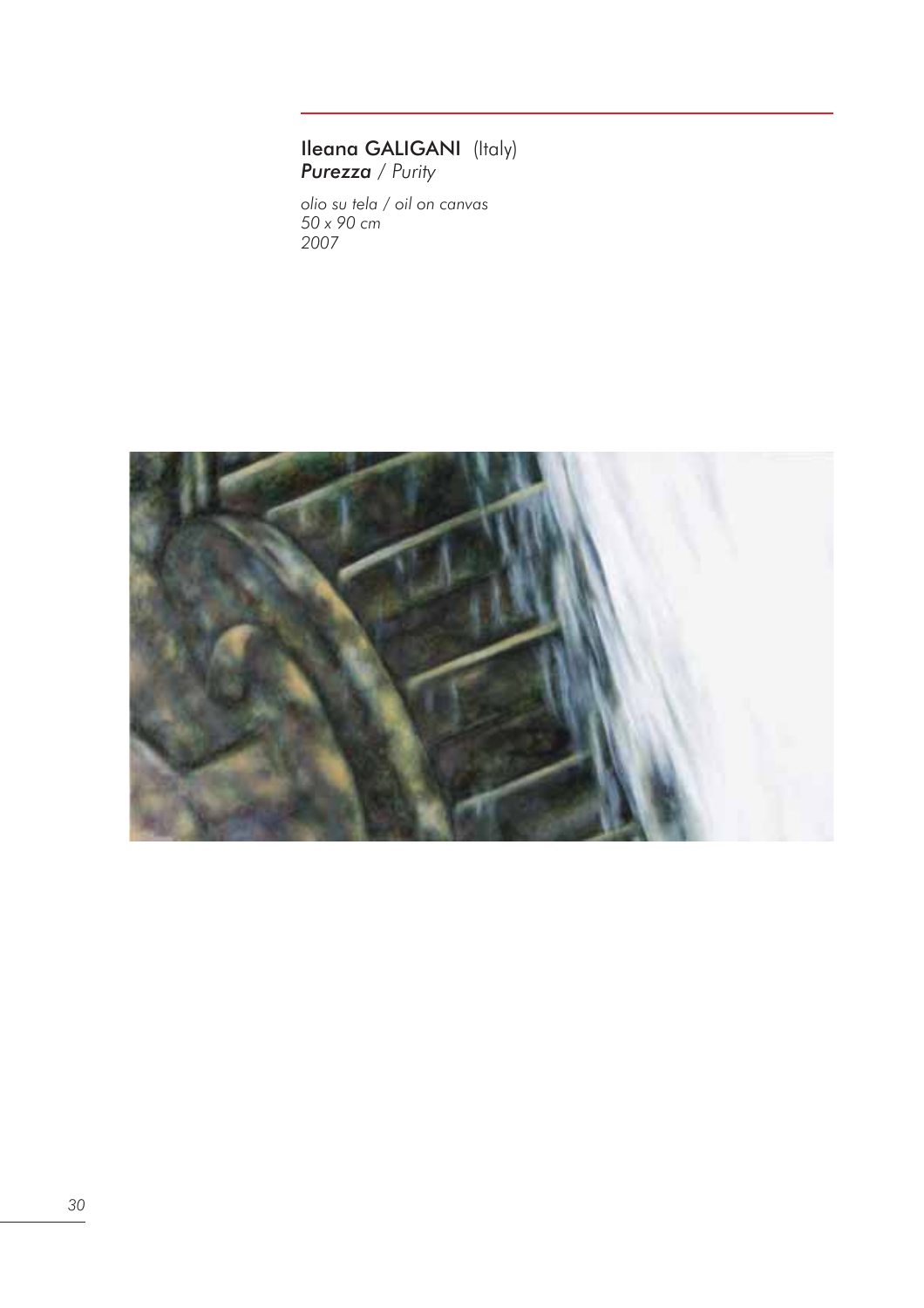**Ileana GALIGANI** (Italy)
***Purezza*** / *Purity*

*olio su tela / oil on canvas*
*50 x 90 cm*
*2007*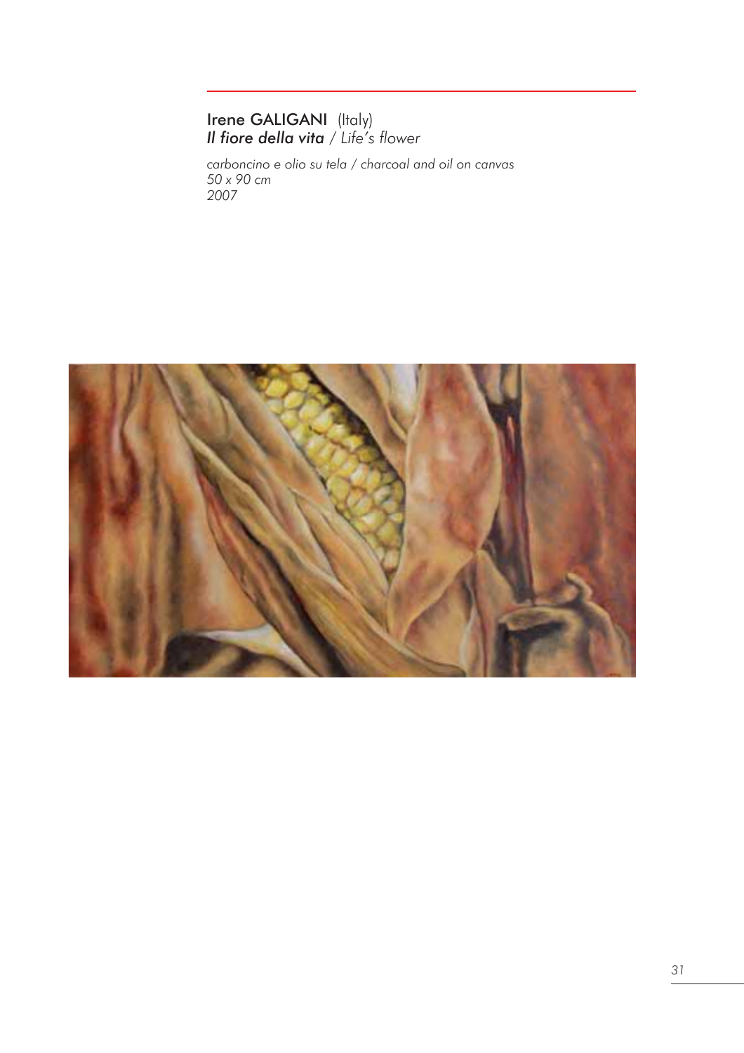**Irene GALIGANI** (Italy)
***Il fiore della vita*** / *Life's flower*

*carboncino e olio su tela / charcoal and oil on canvas*
*50 x 90 cm*
*2007*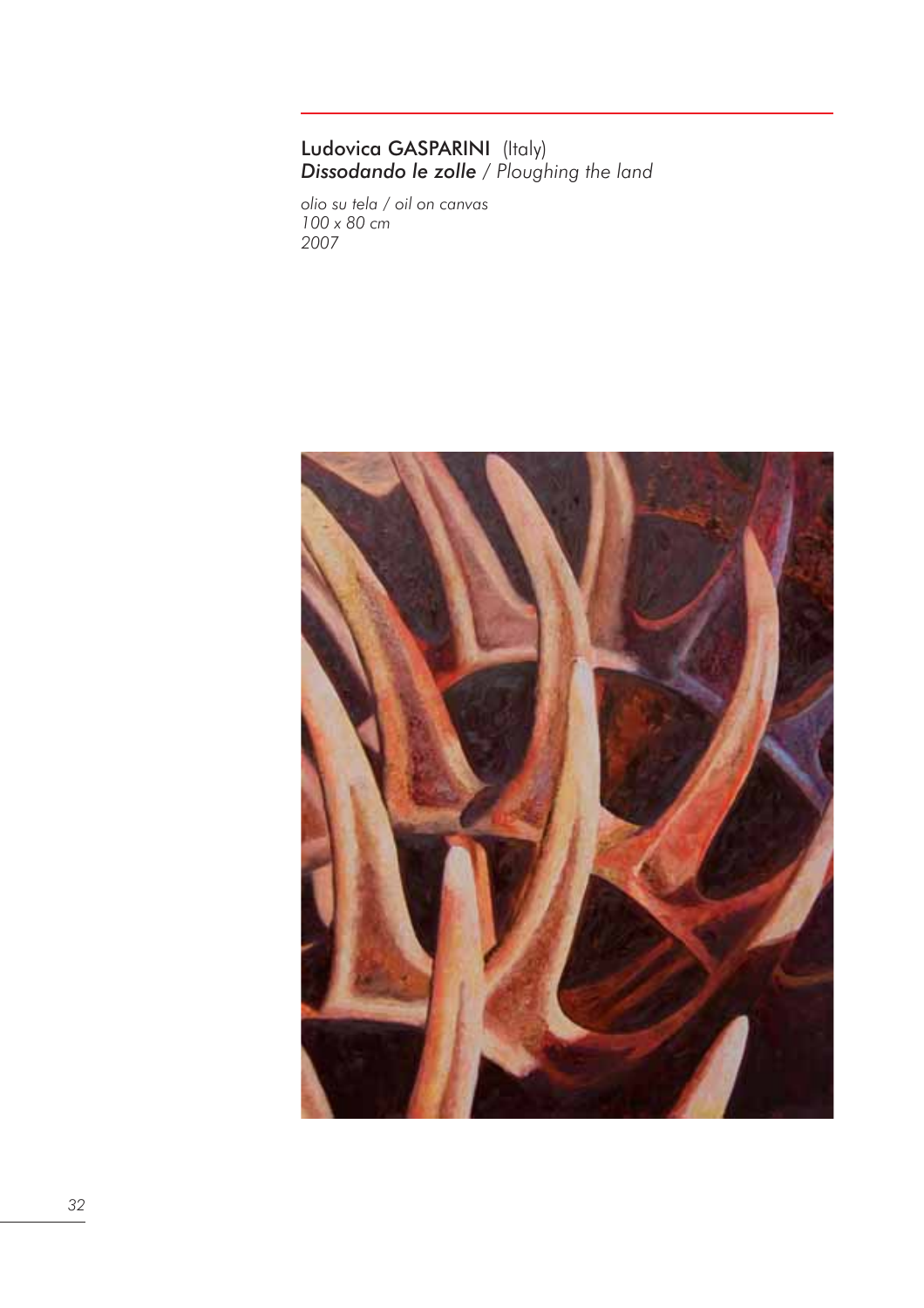Ludovica GASPARINI (Italy)
***Dissodando le zolle*** */ Ploughing the land*

*olio su tela / oil on canvas*
*100 x 80 cm*
*2007*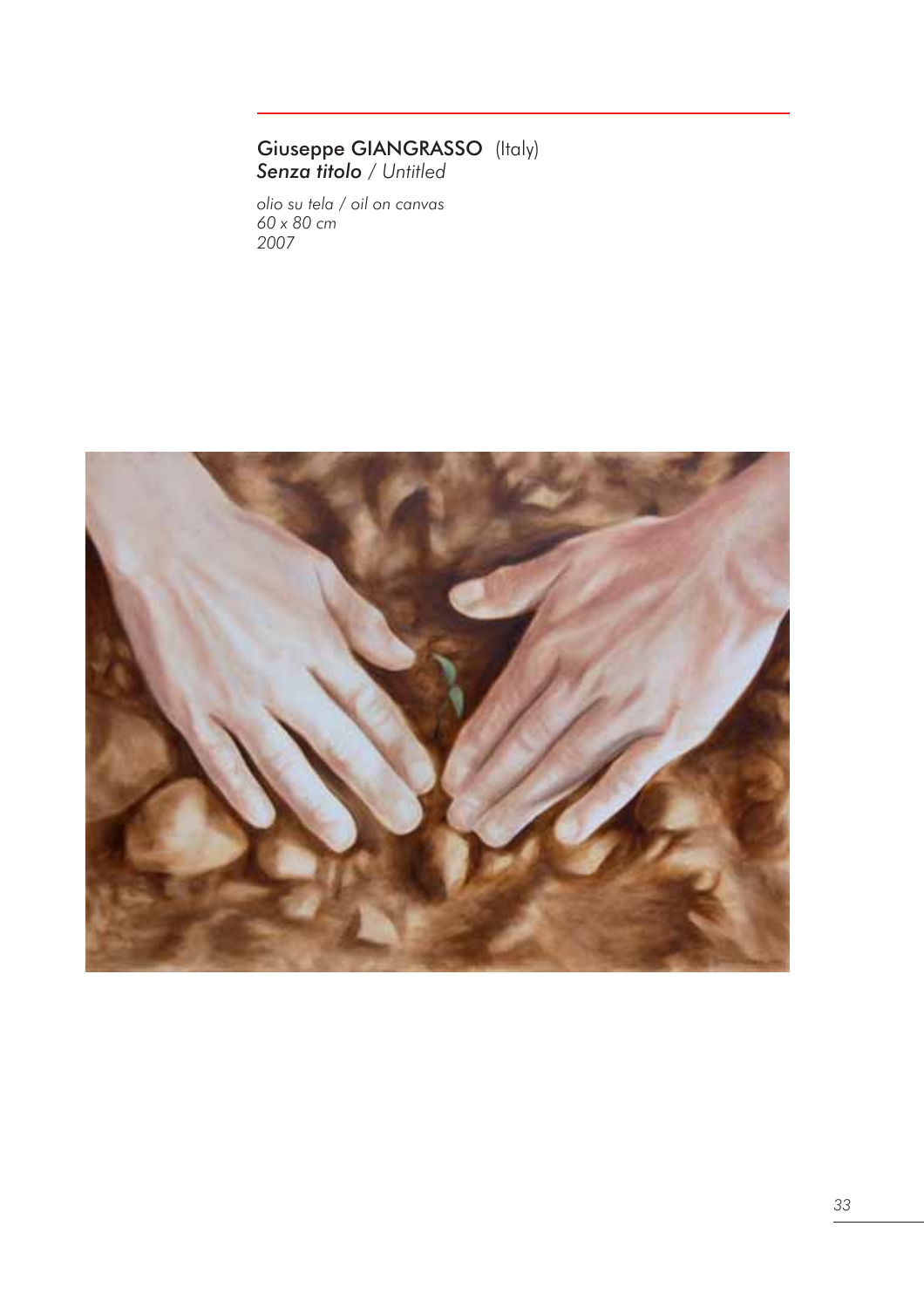Giuseppe GIANGRASSO (Italy)
***Senza titolo*** / *Untitled*

*olio su tela / oil on canvas*
*60 x 80 cm*
*2007*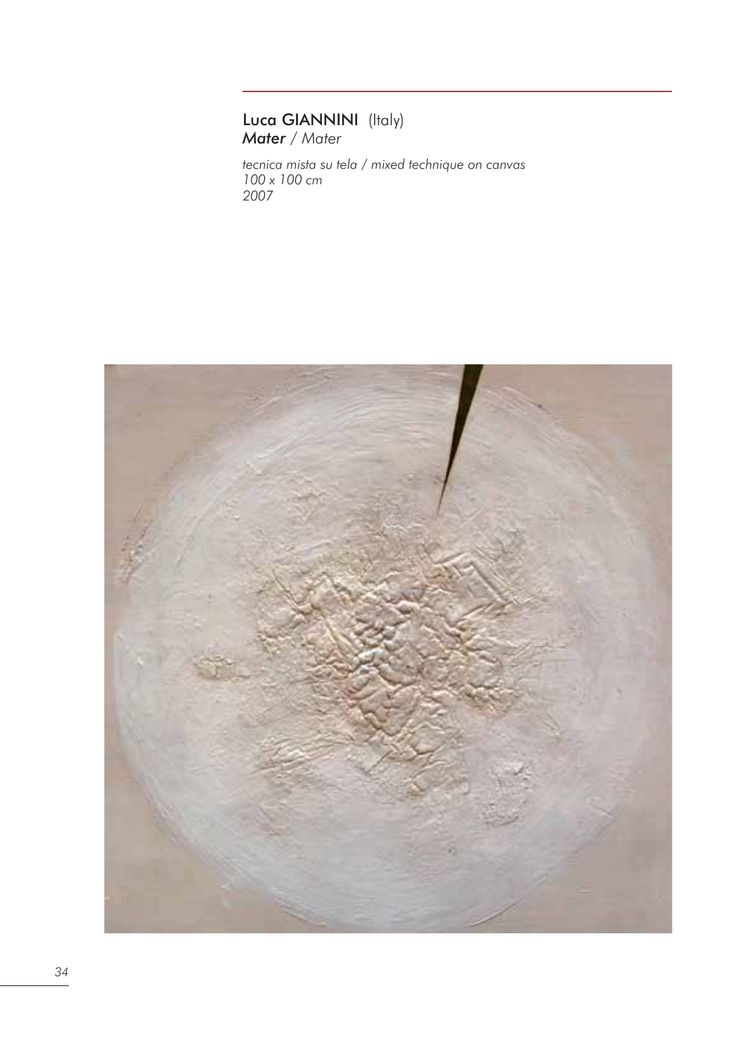**Luca GIANNINI** (Italy)
***Mater*** / *Mater*

*tecnica mista su tela / mixed technique on canvas*
*100 x 100 cm*
*2007*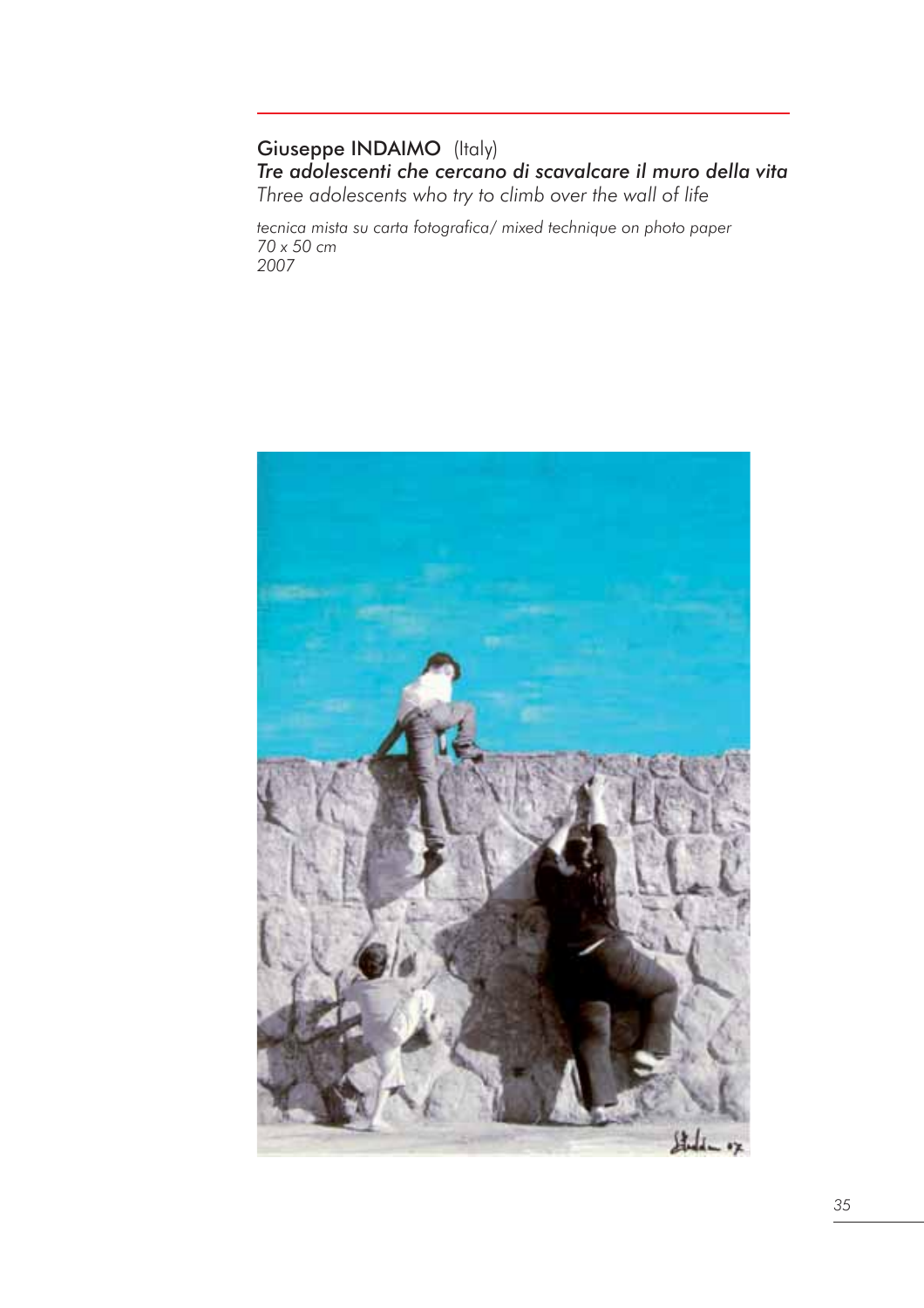Giuseppe **INDAIMO** (Italy)

*Tre adolescenti che cercano di scavalcare il muro della vita*

*Three adolescents who try to climb over the wall of life*

*tecnica mista su carta fotografica/ mixed technique on photo paper*
*70 x 50 cm*
*2007*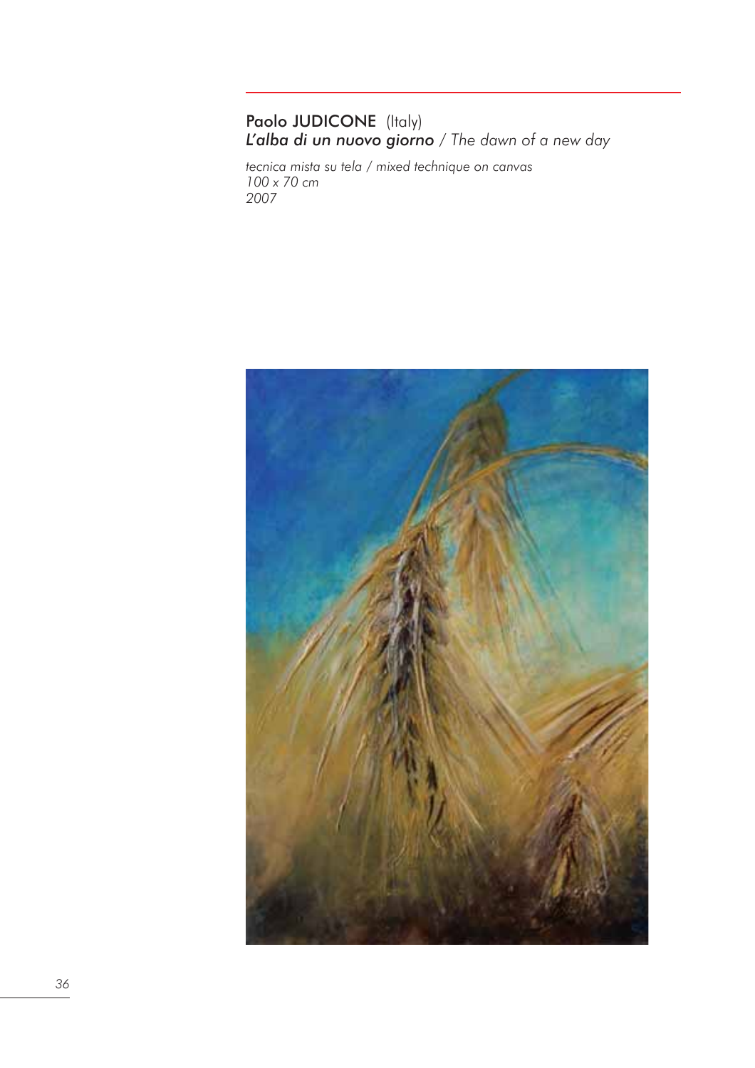**Paolo JUDICONE** (Italy)
***L'alba di un nuovo giorno*** / *The dawn of a new day*

*tecnica mista su tela / mixed technique on canvas*
*100 x 70 cm*
*2007*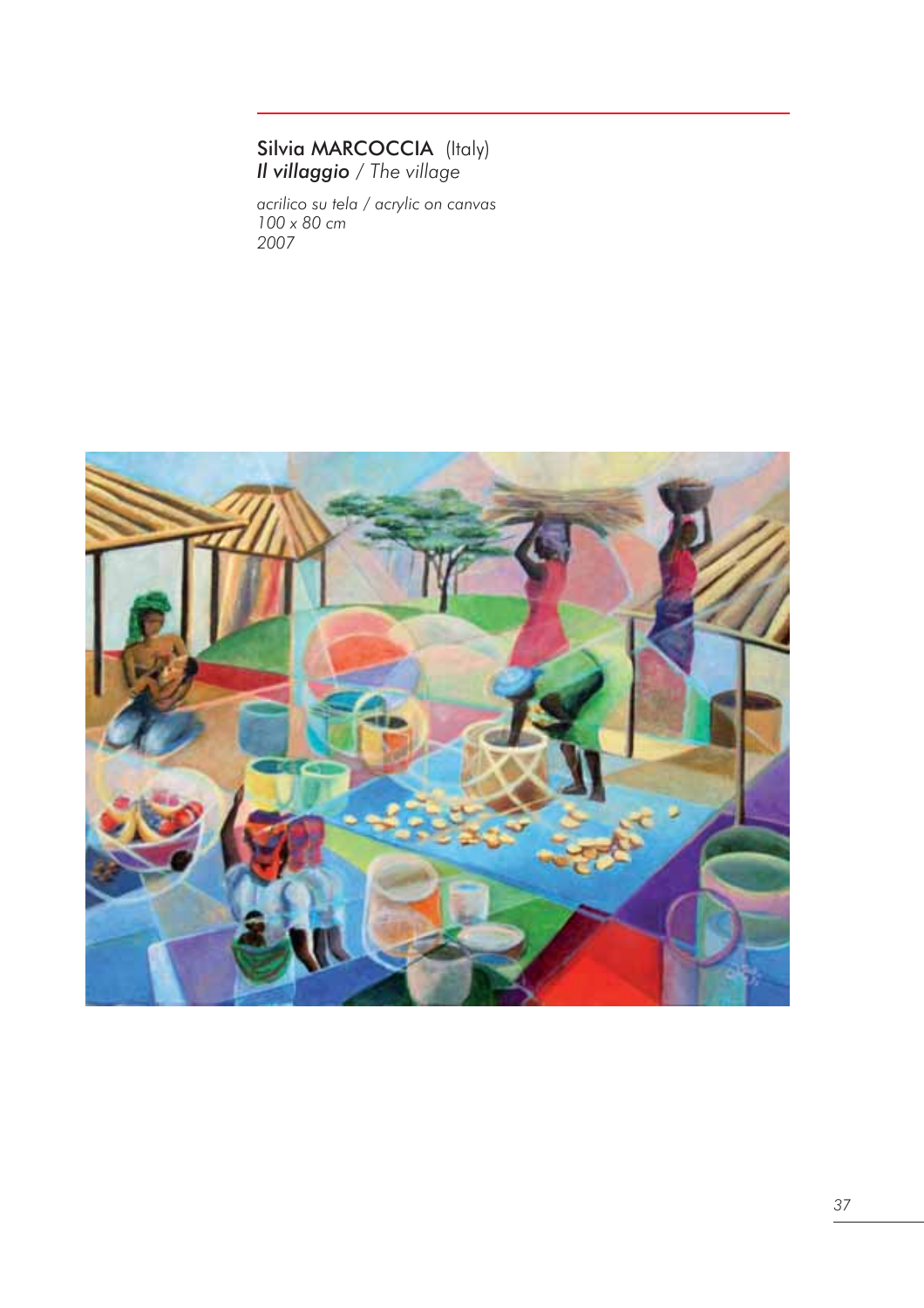Silvia MARCOCCIA (Italy)
***Il villaggio*** / *The village*

*acrilico su tela / acrylic on canvas*
*100 x 80 cm*
*2007*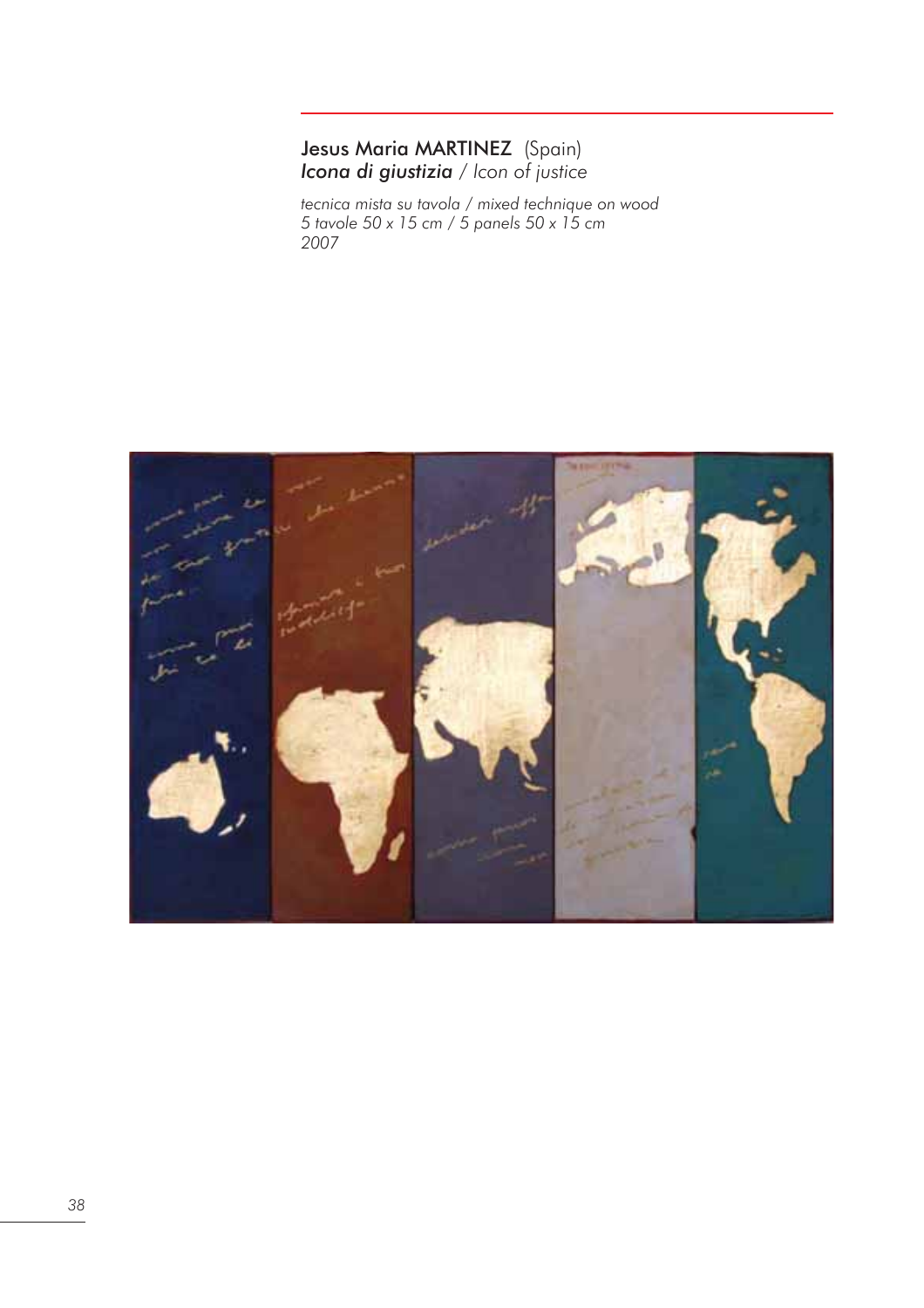Jesus Maria **MARTINEZ** (Spain)
***Icona di giustizia*** */ Icon of justice*

*tecnica mista su tavola / mixed technique on wood*
*5 tavole 50 x 15 cm / 5 panels 50 x 15 cm*
*2007*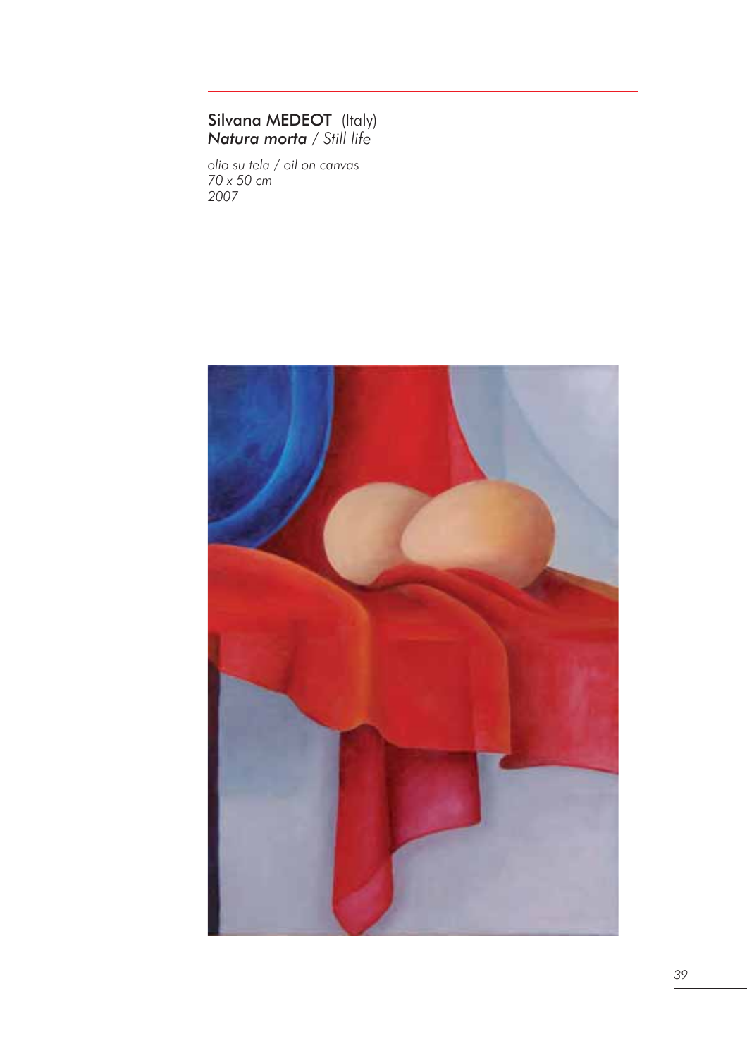**Silvana MEDEOT** (Italy)
***Natura morta*** / *Still life*

*olio su tela / oil on canvas*
*70 x 50 cm*
*2007*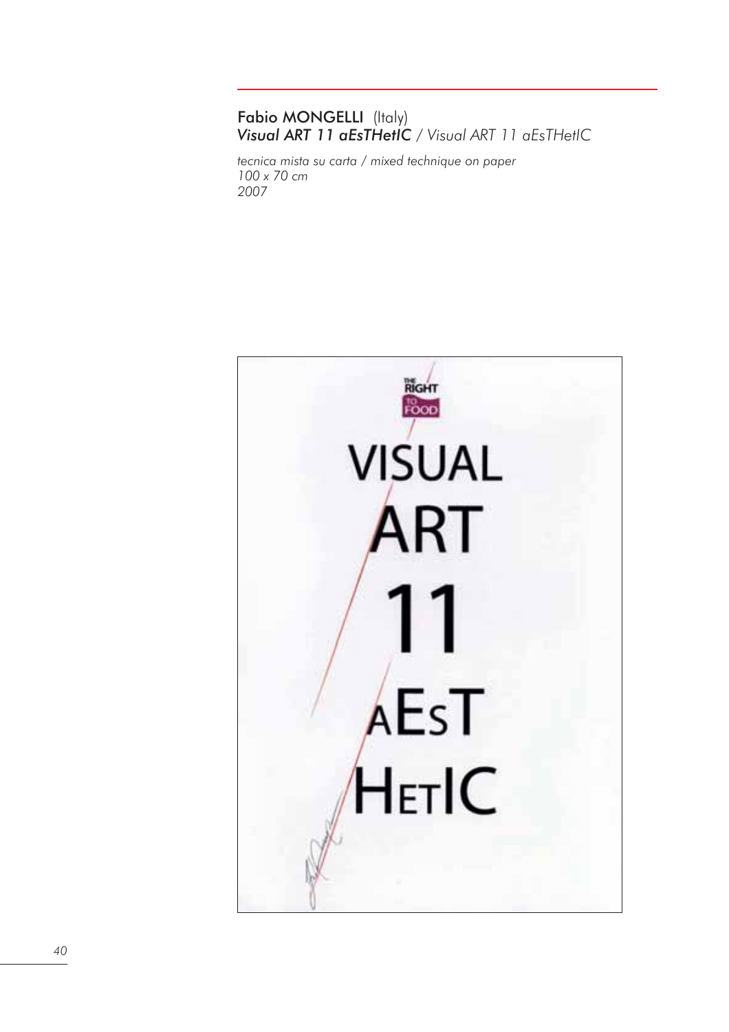**Fabio MONGELLI** (Italy)
***Visual ART 11 aEsTHetIC*** / *Visual ART 11 aEsTHetIC*

*tecnica mista su carta / mixed technique on paper*
*100 x 70 cm*
*2007*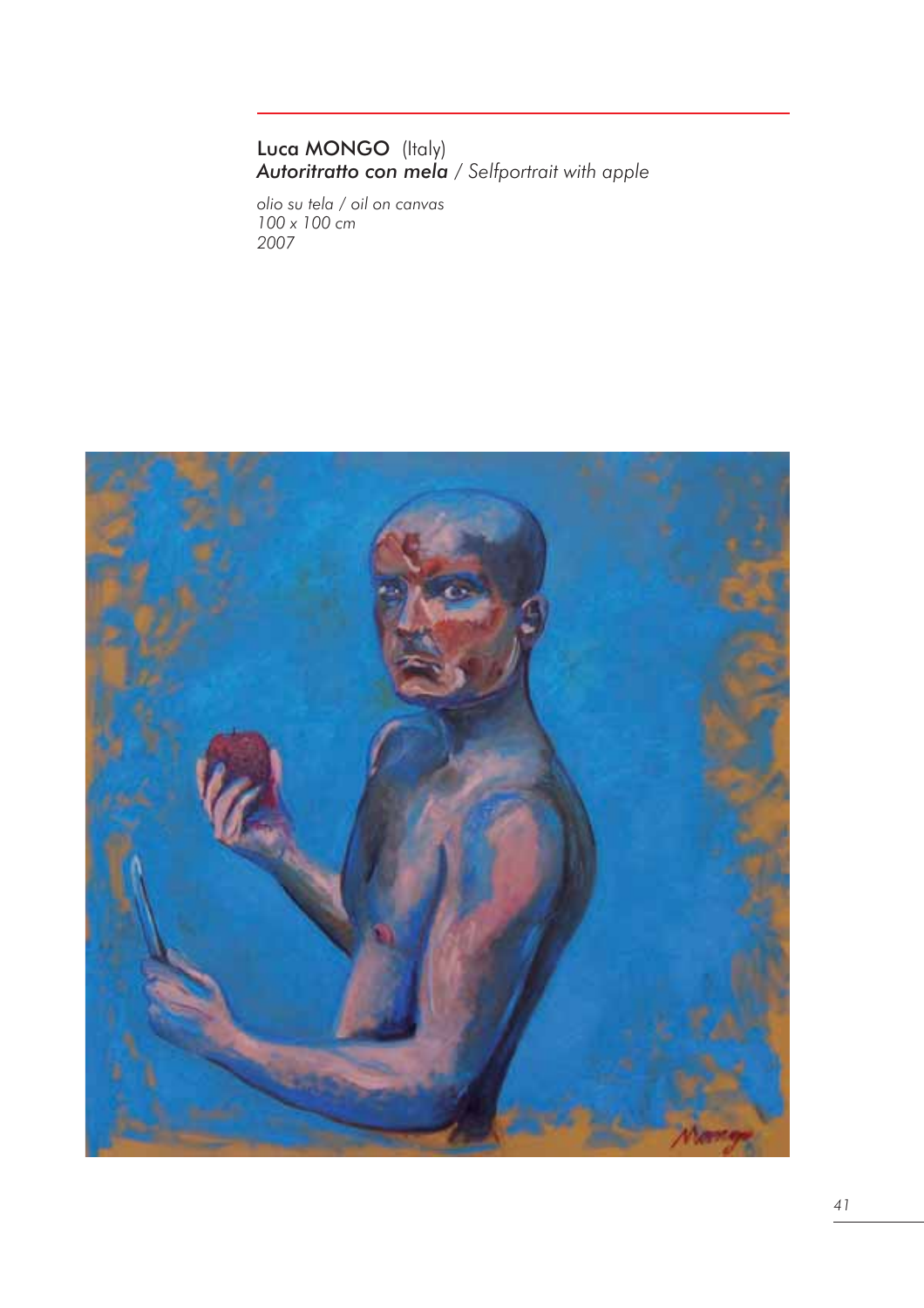Luca MONGO (Italy)
***Autoritratto con mela*** / *Selfportrait with apple*

*olio su tela / oil on canvas*
*100 x 100 cm*
*2007*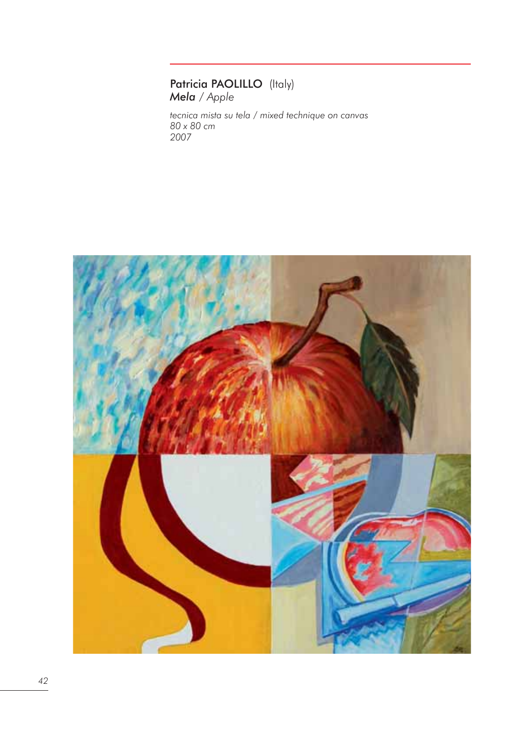**Patricia PAOLILLO** (Italy)
***Mela** / Apple*

*tecnica mista su tela / mixed technique on canvas*
*80 x 80 cm*
*2007*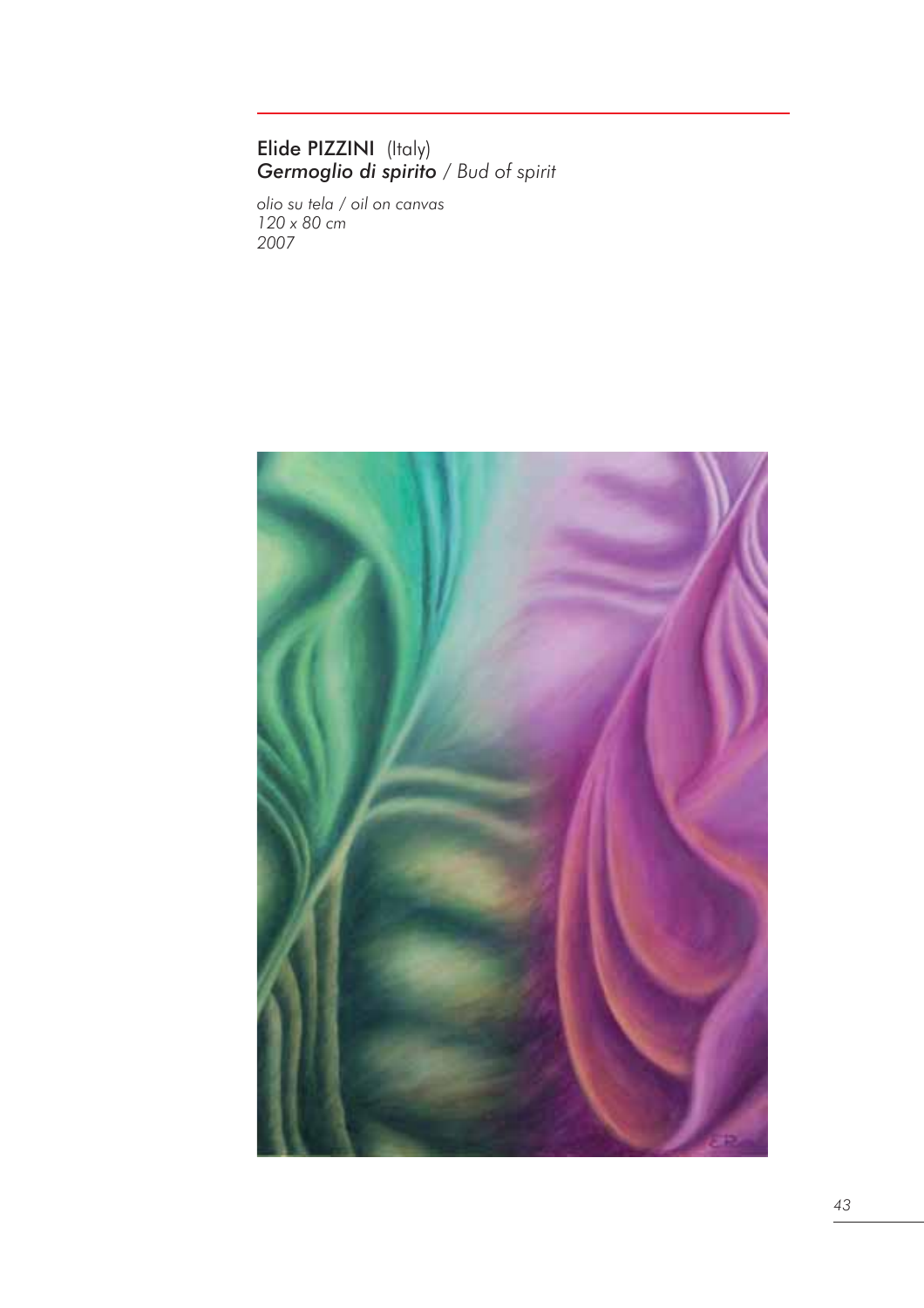Elide PIZZINI (Italy)
*Germoglio di spirito* / *Bud of spirit*

*olio su tela / oil on canvas*
*120 x 80 cm*
*2007*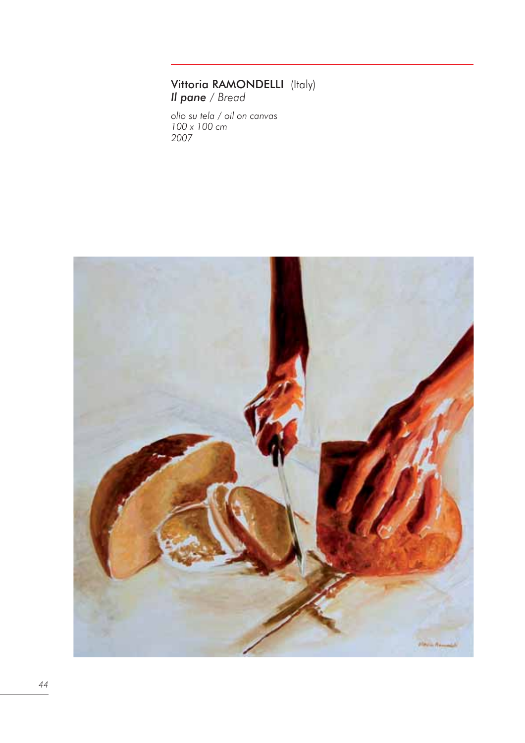**Vittoria RAMONDELLI** (Italy)
***Il pane*** */ Bread*

*olio su tela / oil on canvas*
*100 x 100 cm*
*2007*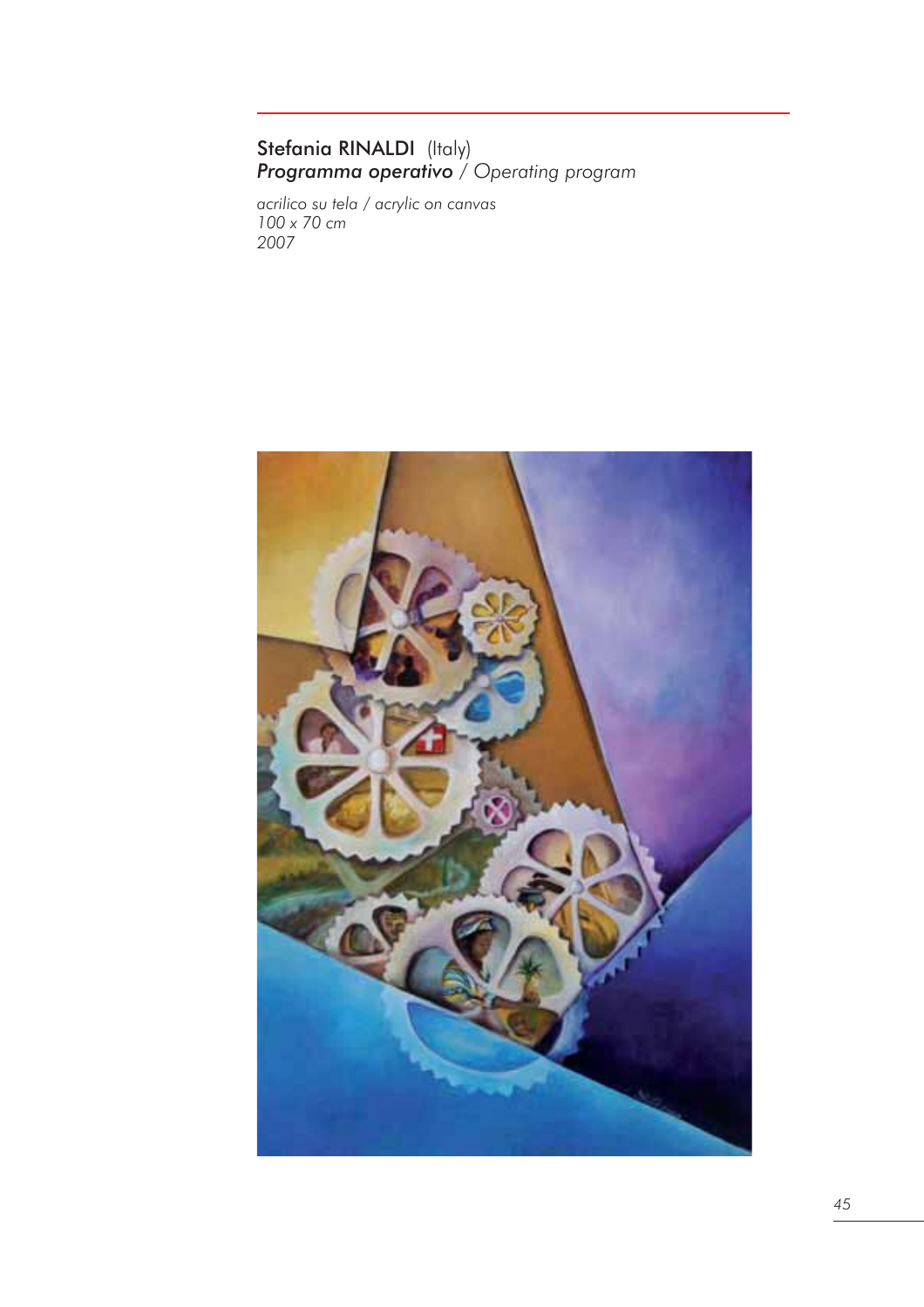Stefania RINALDI (Italy)

***Programma operativo*** / *Operating program*

*acrilico su tela / acrylic on canvas*
*100 x 70 cm*
*2007*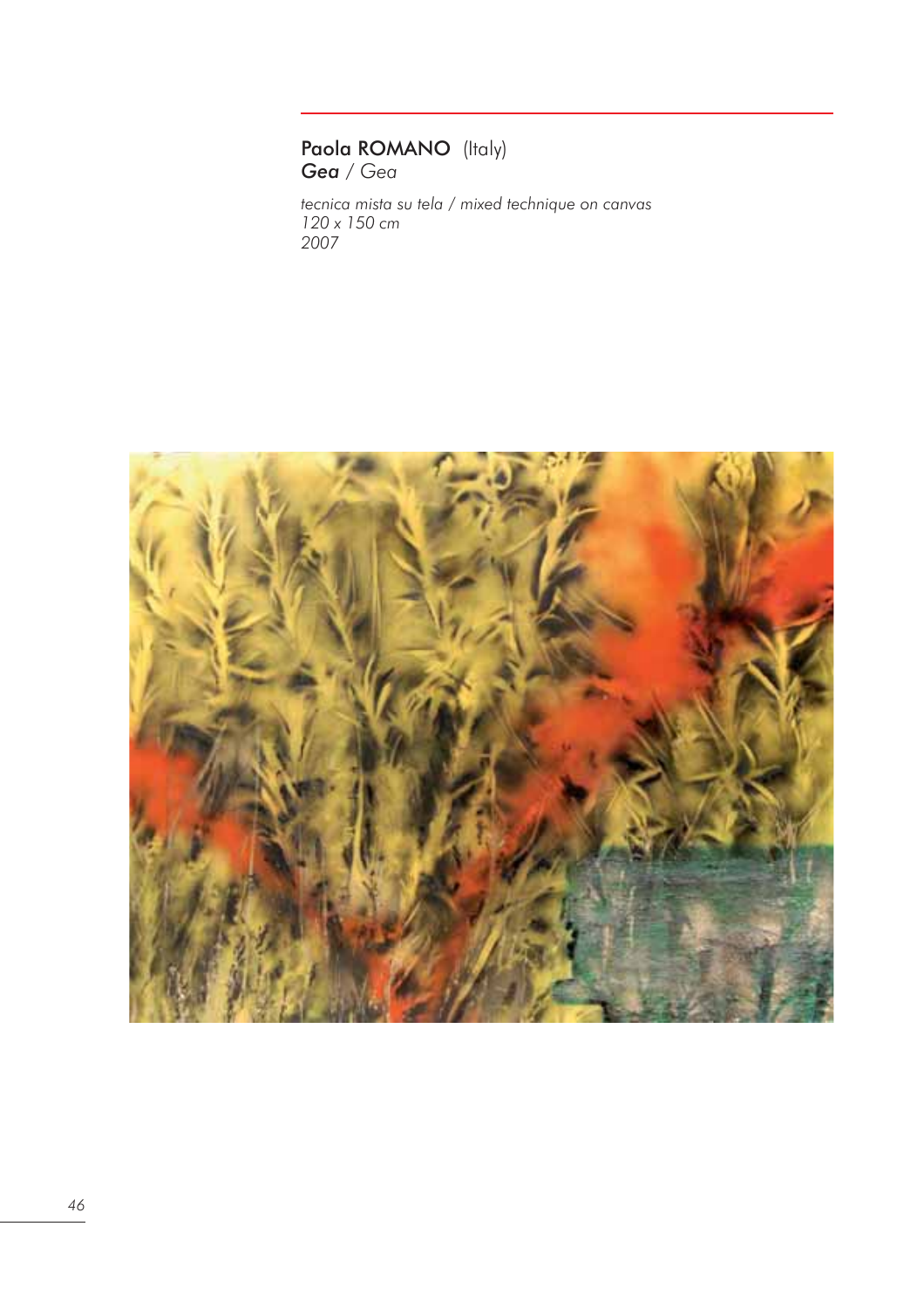**Paola ROMANO** (Italy)
***Gea*** / *Gea*

*tecnica mista su tela / mixed technique on canvas*
*120 x 150 cm*
*2007*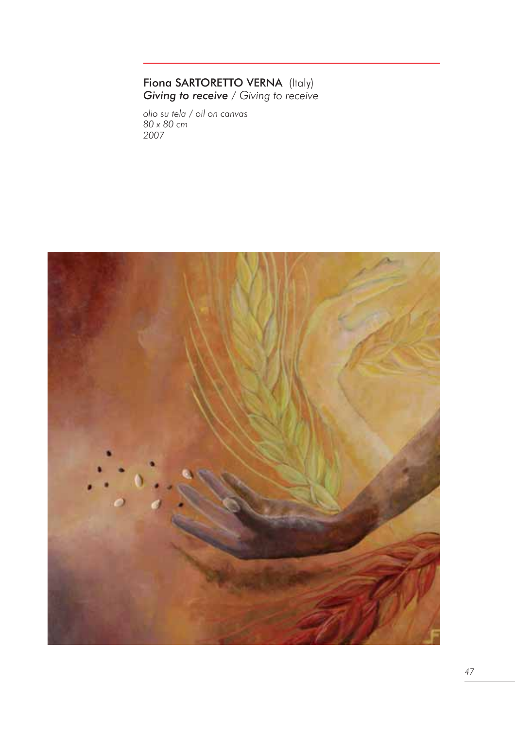Fiona SARTORETTO VERNA (Italy)
***Giving to receive*** / *Giving to receive*

*olio su tela / oil on canvas*
*80 x 80 cm*
*2007*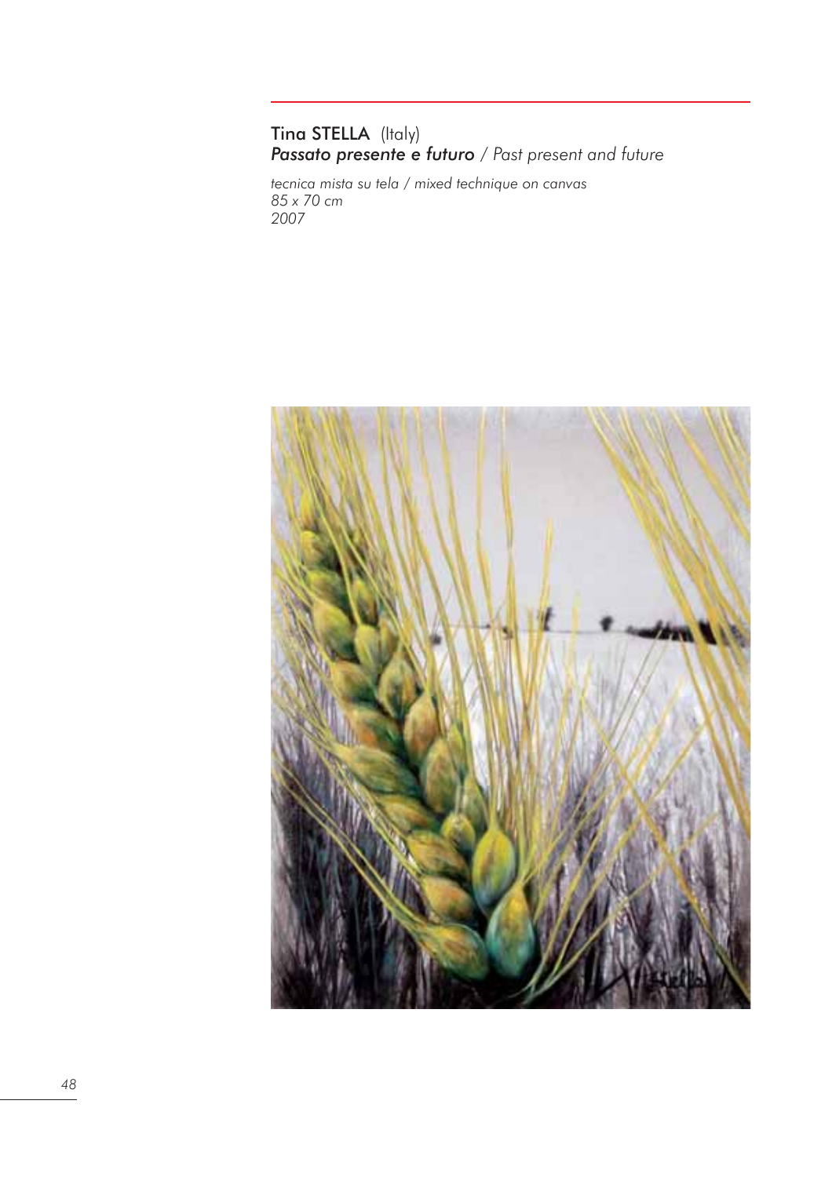**Tina STELLA** (Italy)
***Passato presente e futuro*** / *Past present and future*

*tecnica mista su tela / mixed technique on canvas*
*85 x 70 cm*
*2007*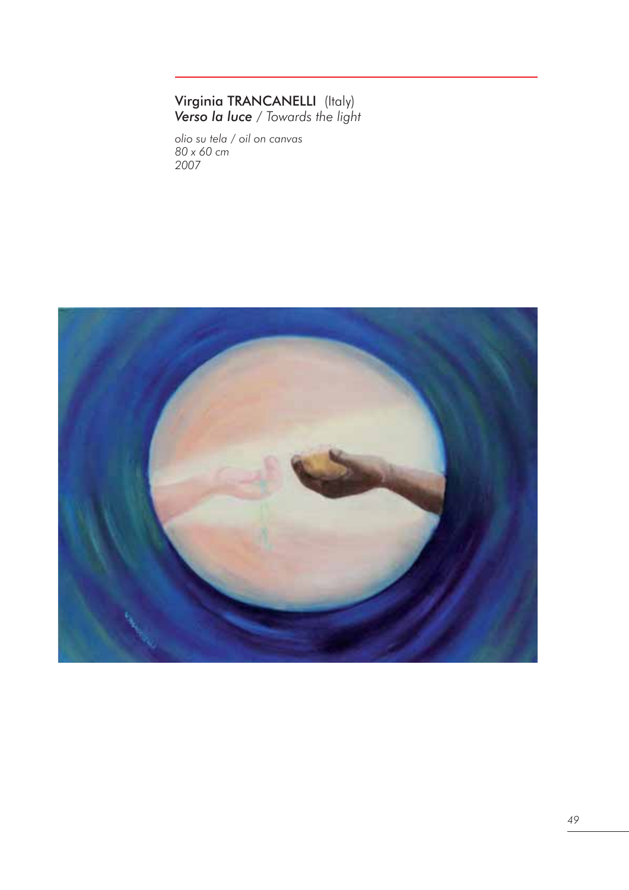**Virginia TRANCANELLI** (Italy)
***Verso la luce*** / *Towards the light*

*olio su tela / oil on canvas*
*80 x 60 cm*
*2007*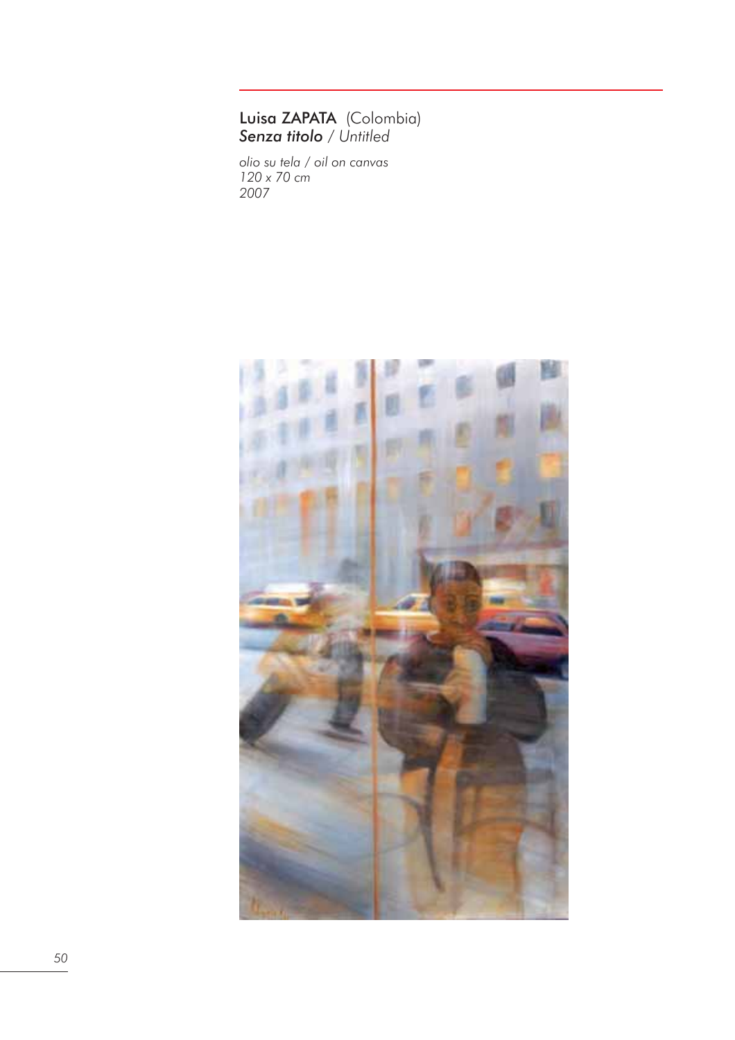**Luisa ZAPATA** (Colombia)
***Senza titolo*** / *Untitled*

*olio su tela / oil on canvas*
*120 x 70 cm*
*2007*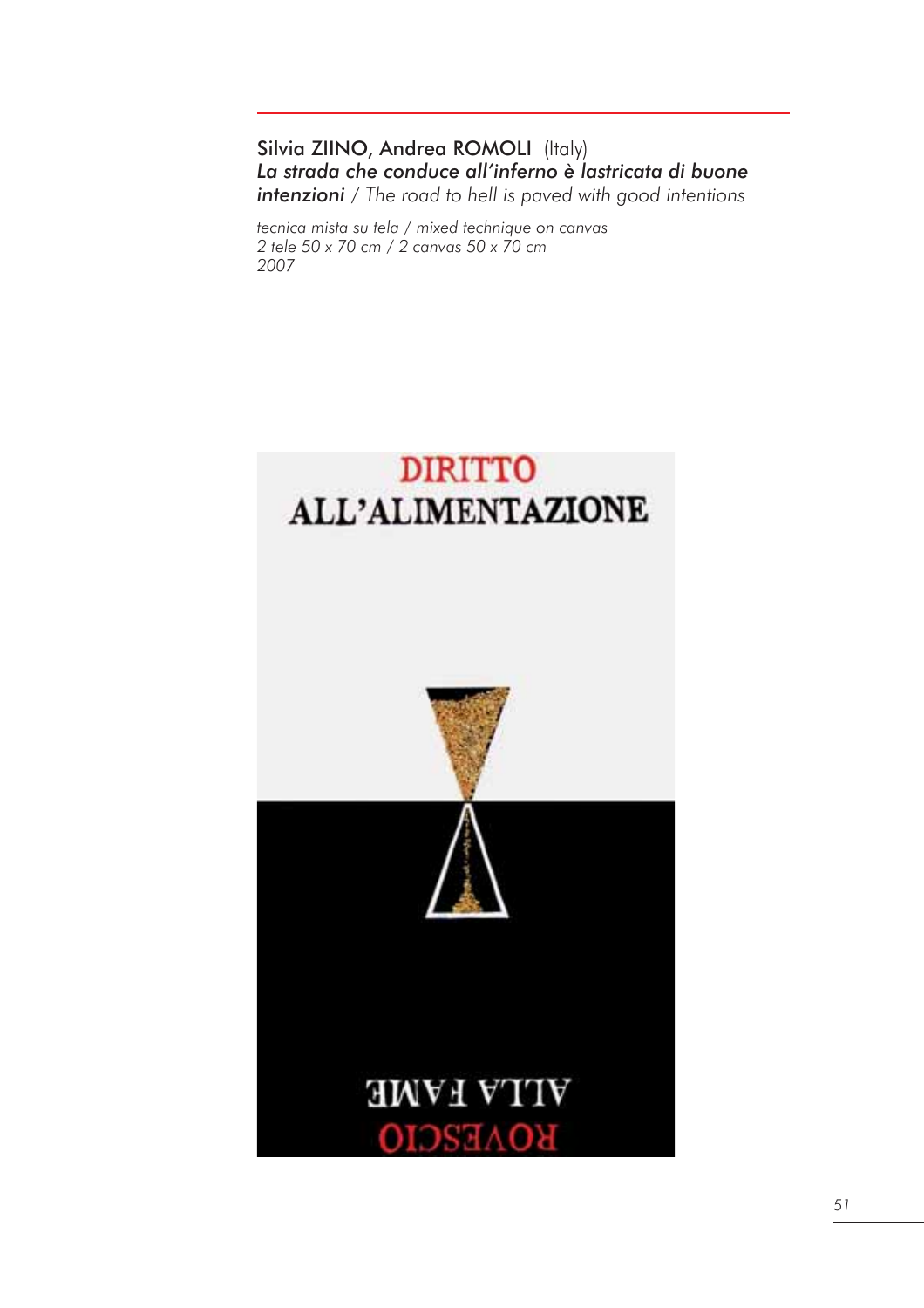Silvia ZIINO, Andrea ROMOLI (Italy)
***La strada che conduce all'inferno è lastricata di buone intenzioni*** / *The road to hell is paved with good intentions*

*tecnica mista su tela / mixed technique on canvas*
*2 tele 50 x 70 cm / 2 canvas 50 x 70 cm*
*2007*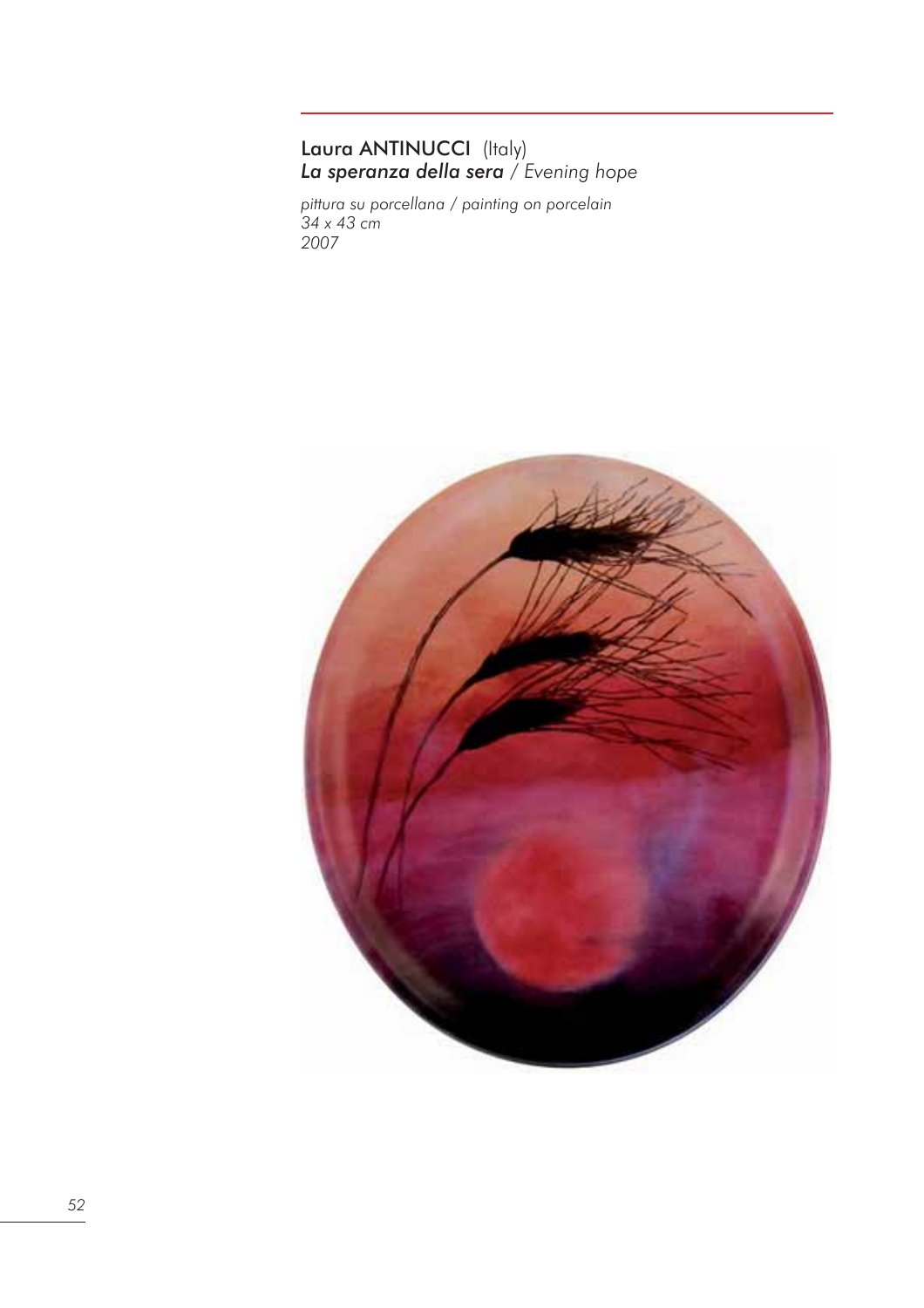**Laura ANTINUCCI** (Italy)
***La speranza della sera*** / *Evening hope*

*pittura su porcellana / painting on porcelain*
*34 x 43 cm*
*2007*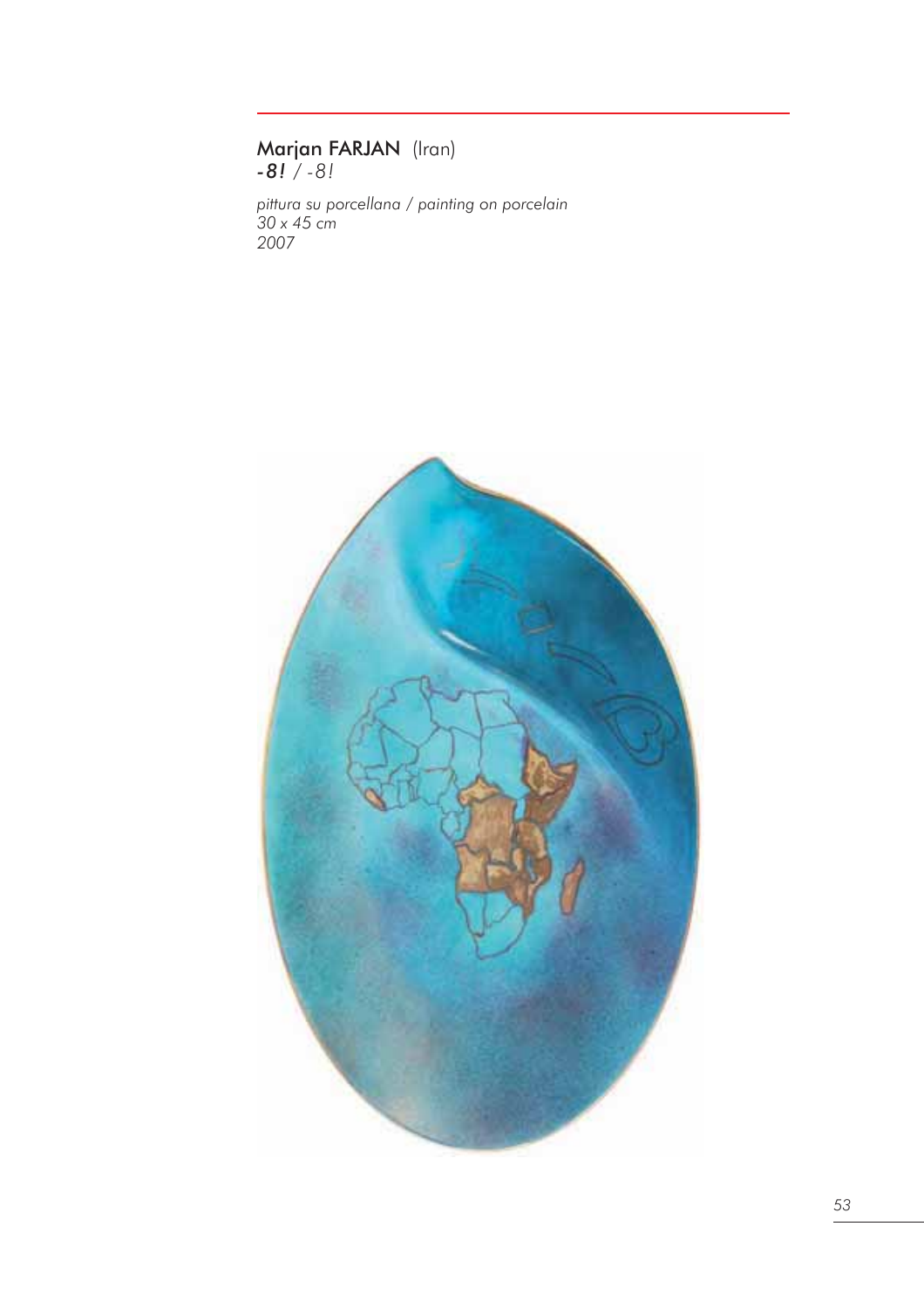**Marjan FARJAN** (Iran)
*-8! / -8!*

*pittura su porcellana / painting on porcelain*
*30 x 45 cm*
*2007*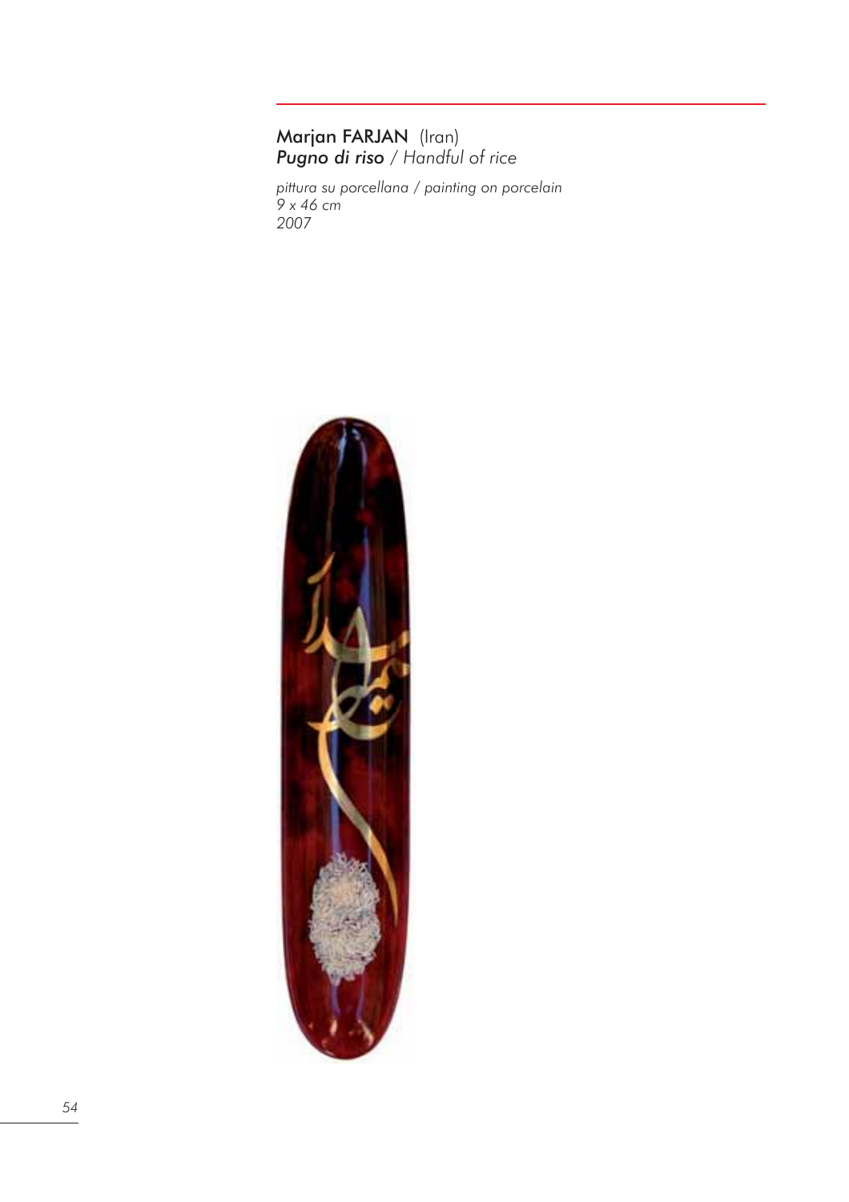Marjan FARJAN (Iran)
***Pugno di riso*** */ Handful of rice*

*pittura su porcellana / painting on porcelain*
*9 x 46 cm*
*2007*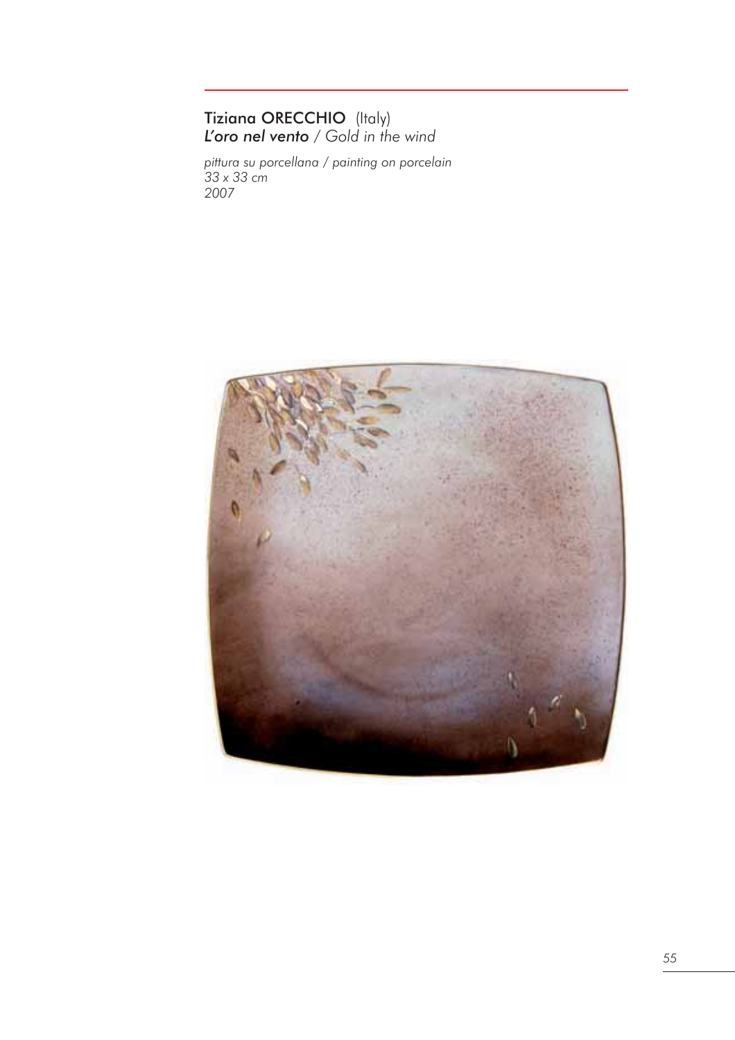Tiziana ORECCHIO (Italy)
***L'oro nel vento*** / *Gold in the wind*

*pittura su porcellana / painting on porcelain*
*33 x 33 cm*
*2007*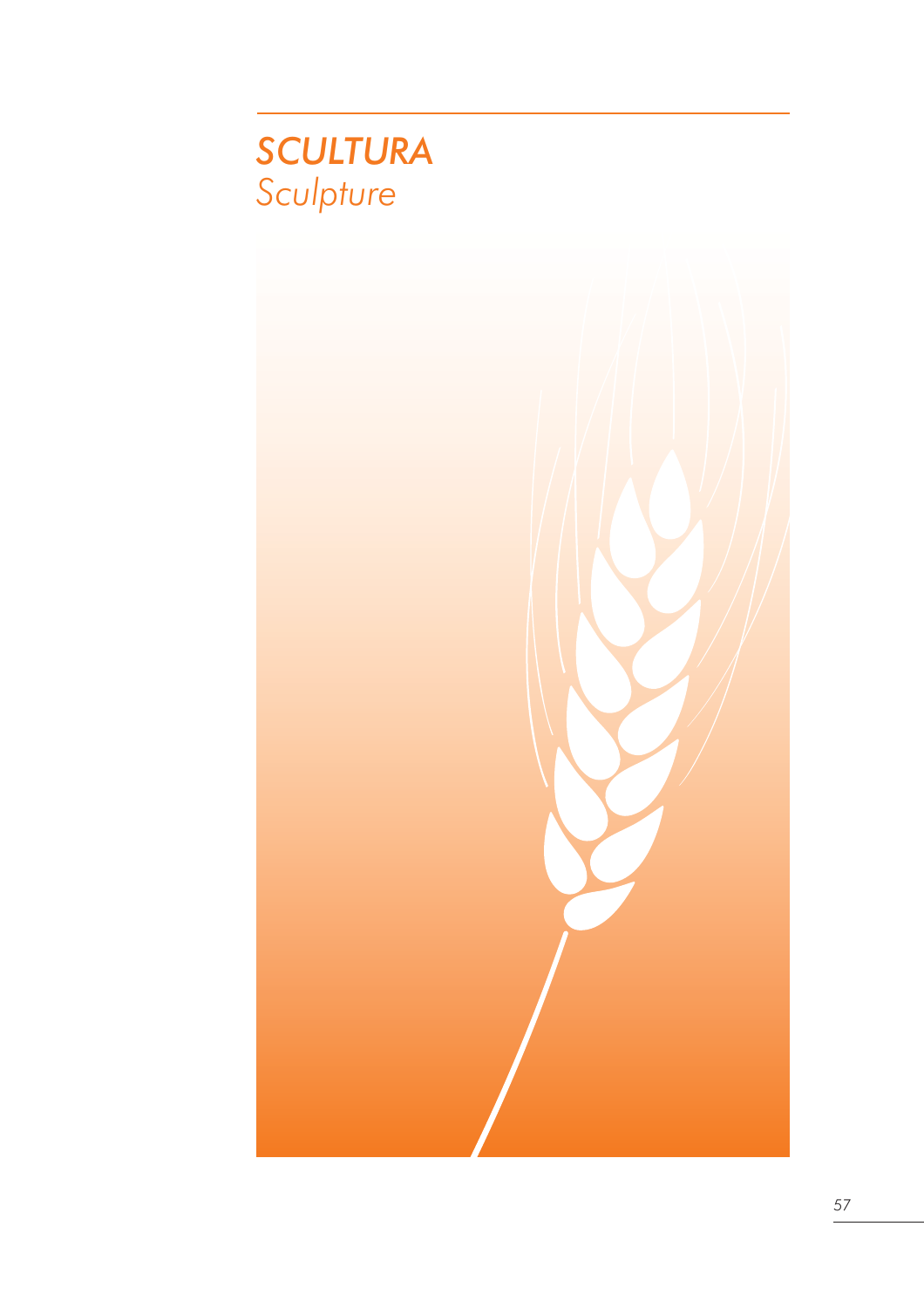# *SCULTURA*
## *Sculpture*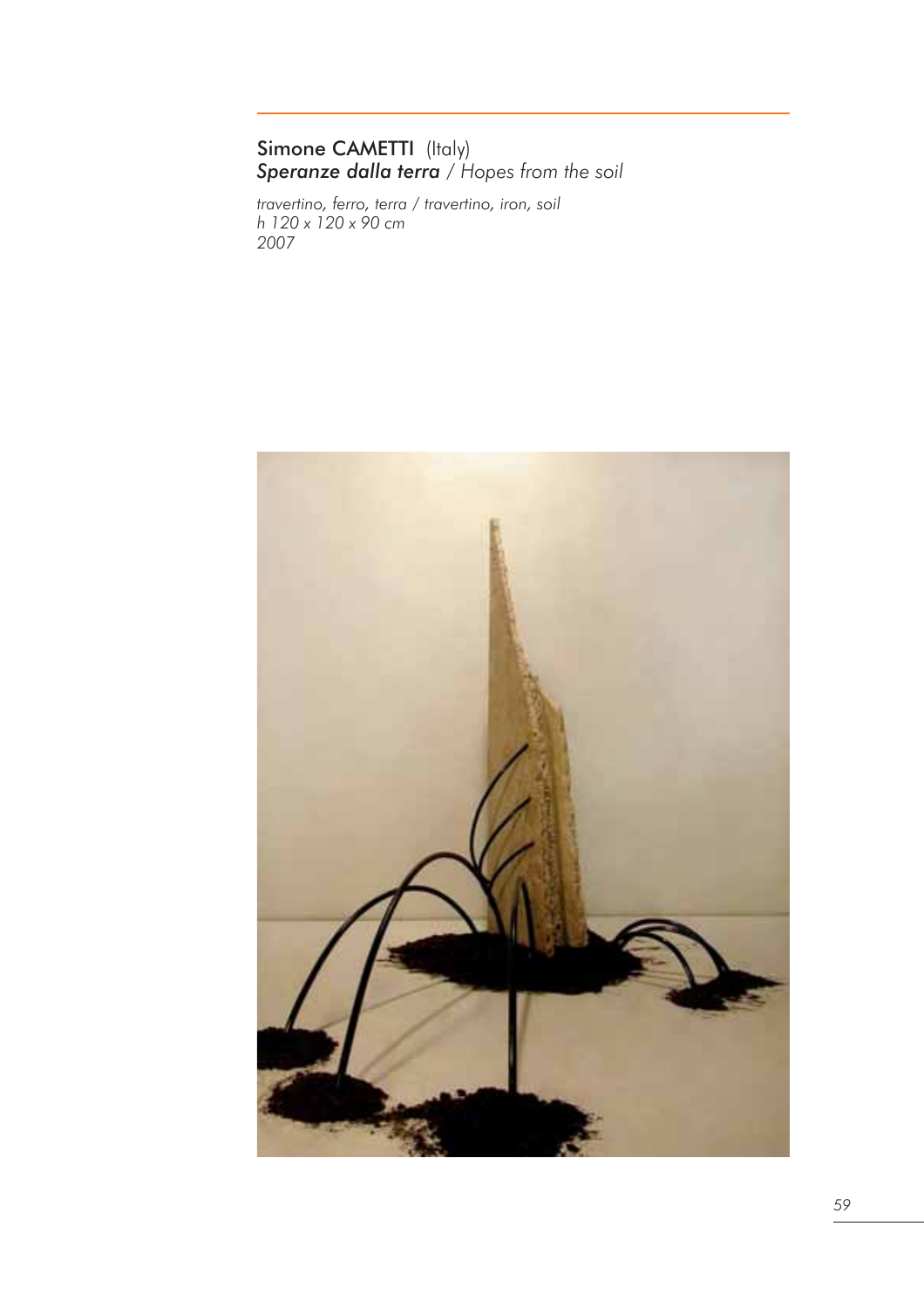Simone CAMETTI (Italy)
***Speranze dalla terra*** / *Hopes from the soil*

*travertino, ferro, terra / travertino, iron, soil*
*h 120 x 120 x 90 cm*
*2007*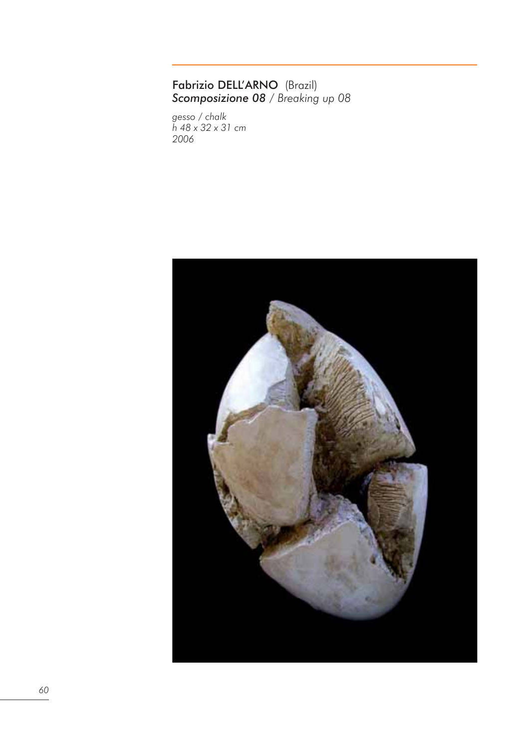**Fabrizio DELL'ARNO** (Brazil)
***Scomposizione 08*** / *Breaking up 08*

*gesso / chalk*
*h 48 x 32 x 31 cm*
*2006*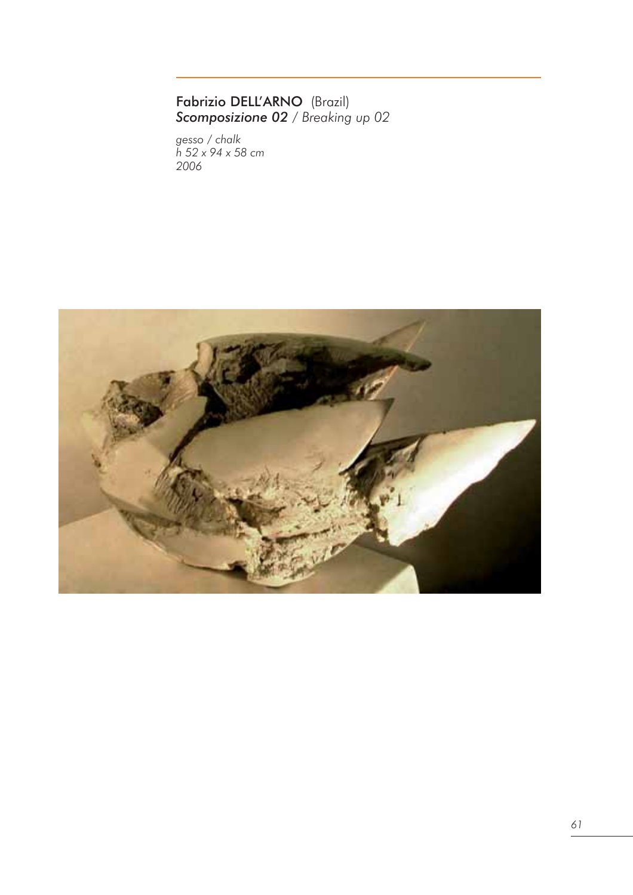**Fabrizio DELL'ARNO** (Brazil)
***Scomposizione 02*** */ Breaking up 02*

*gesso / chalk*
*h 52 x 94 x 58 cm*
*2006*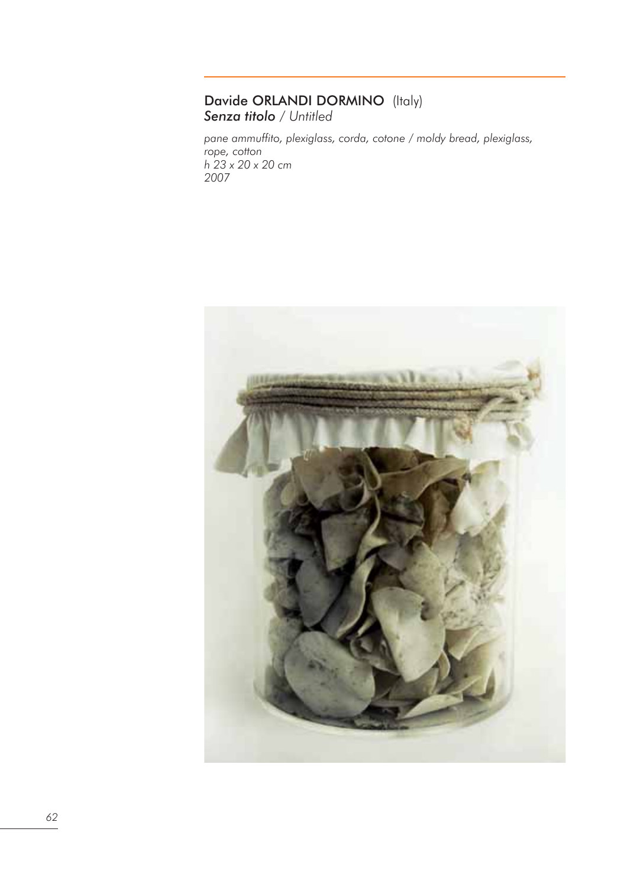## Davide ORLANDI DORMINO (Italy)

***Senza titolo*** */ Untitled*

*pane ammuffito, plexiglass, corda, cotone / moldy bread, plexiglass, rope, cotton*
*h 23 x 20 x 20 cm*
*2007*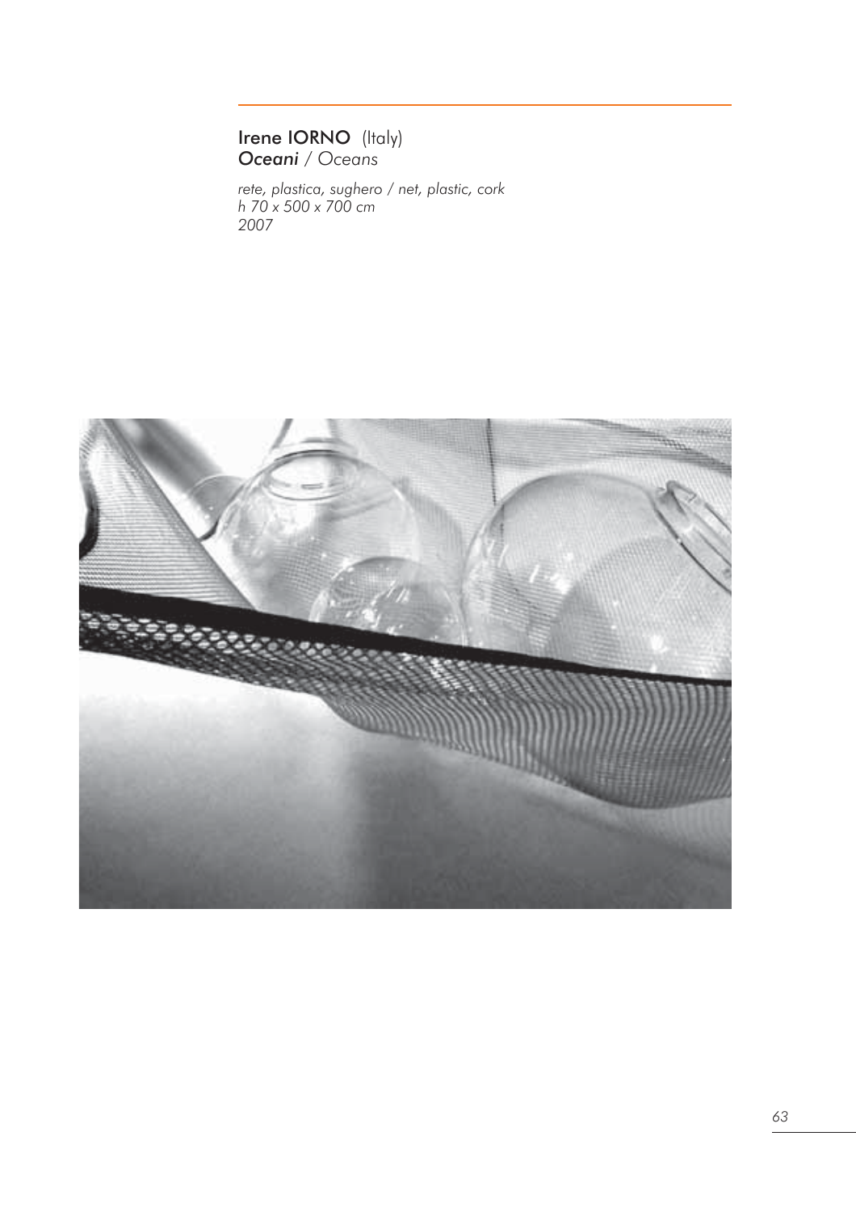Irene IORNO (Italy)
*Oceani* / *Oceans*

*rete, plastica, sughero / net, plastic, cork*
*h 70 x 500 x 700 cm*
*2007*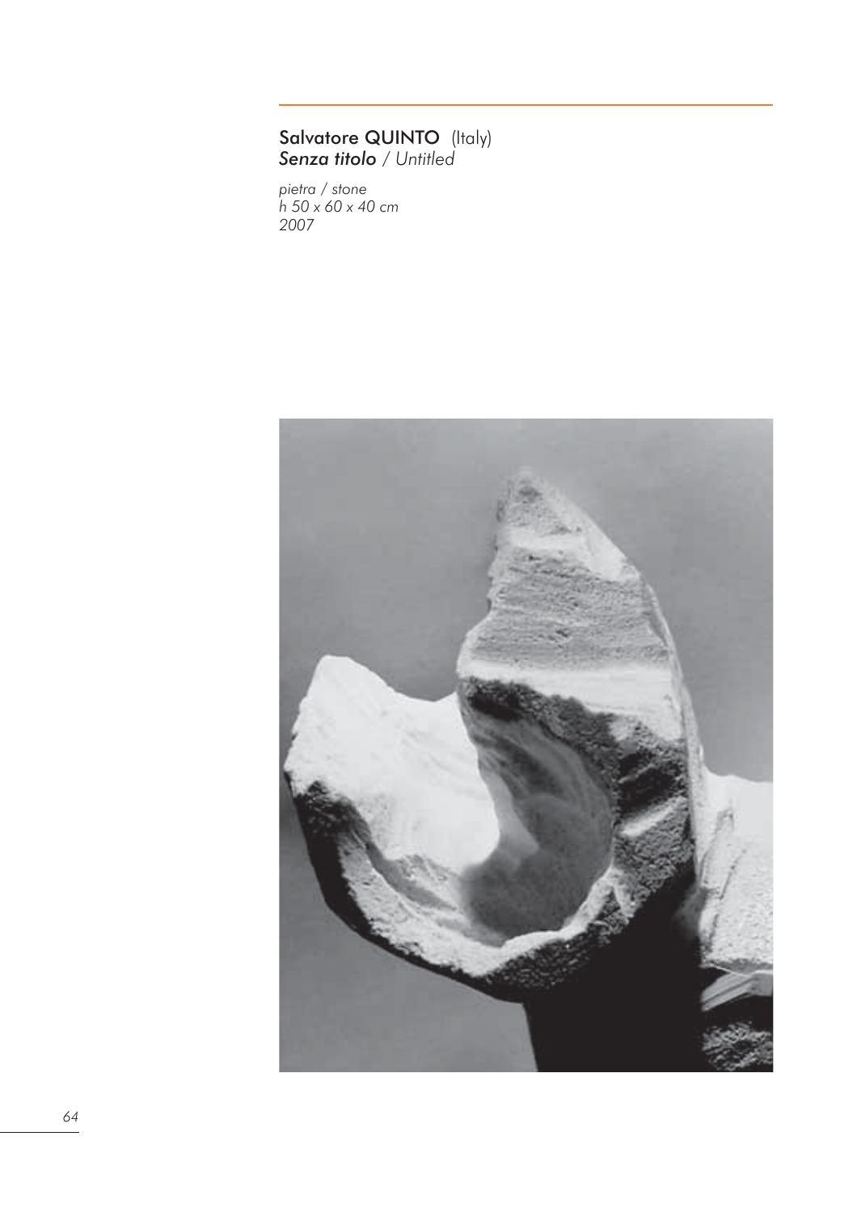**Salvatore QUINTO** (Italy)
***Senza titolo*** */ Untitled*

*pietra / stone*
*h 50 x 60 x 40 cm*
*2007*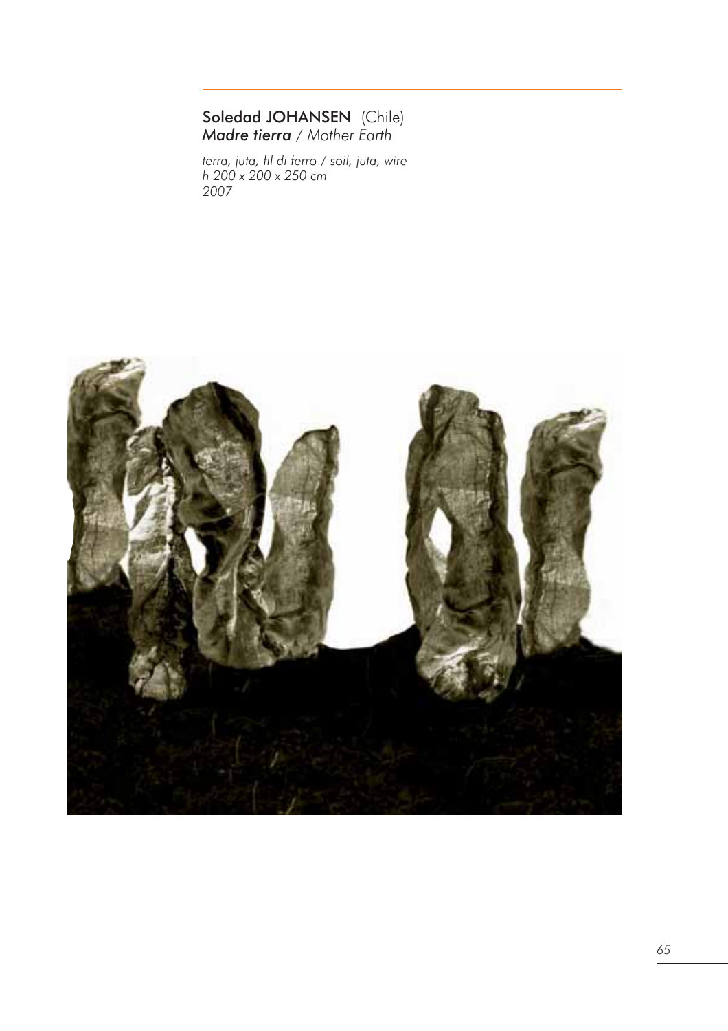Soledad JOHANSEN (Chile)
*Madre tierra* / *Mother Earth*

*terra, juta, fil di ferro / soil, juta, wire*
*h 200 x 200 x 250 cm*
*2007*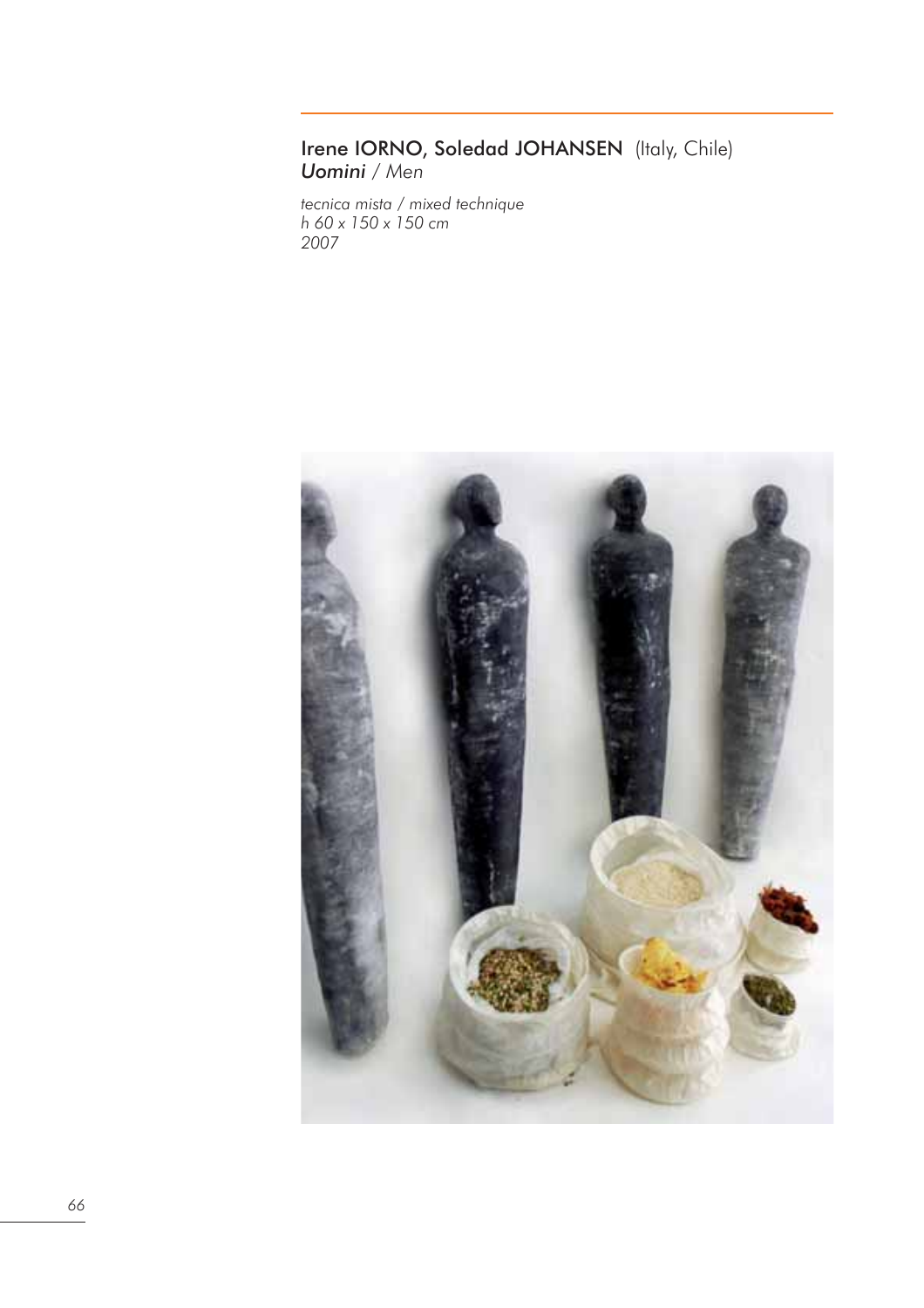**Irene IORNO, Soledad JOHANSEN** (Italy, Chile)
***Uomini*** / *Men*

*tecnica mista / mixed technique*
*h 60 x 150 x 150 cm*
*2007*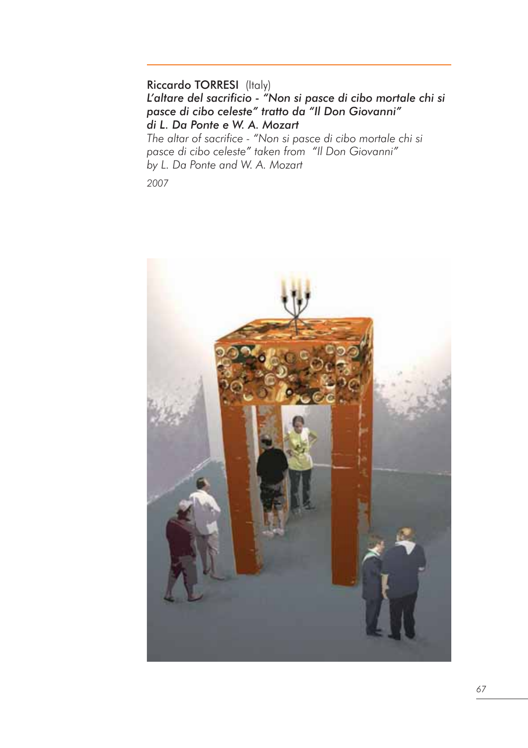Riccardo TORRESI (Italy)

***L'altare del sacrificio - "Non si pasce di cibo mortale chi si pasce di cibo celeste" tratto da "Il Don Giovanni" di L. Da Ponte e W. A. Mozart***

*The altar of sacrifice - "Non si pasce di cibo mortale chi si pasce di cibo celeste" taken from "Il Don Giovanni" by L. Da Ponte and W. A. Mozart*

*2007*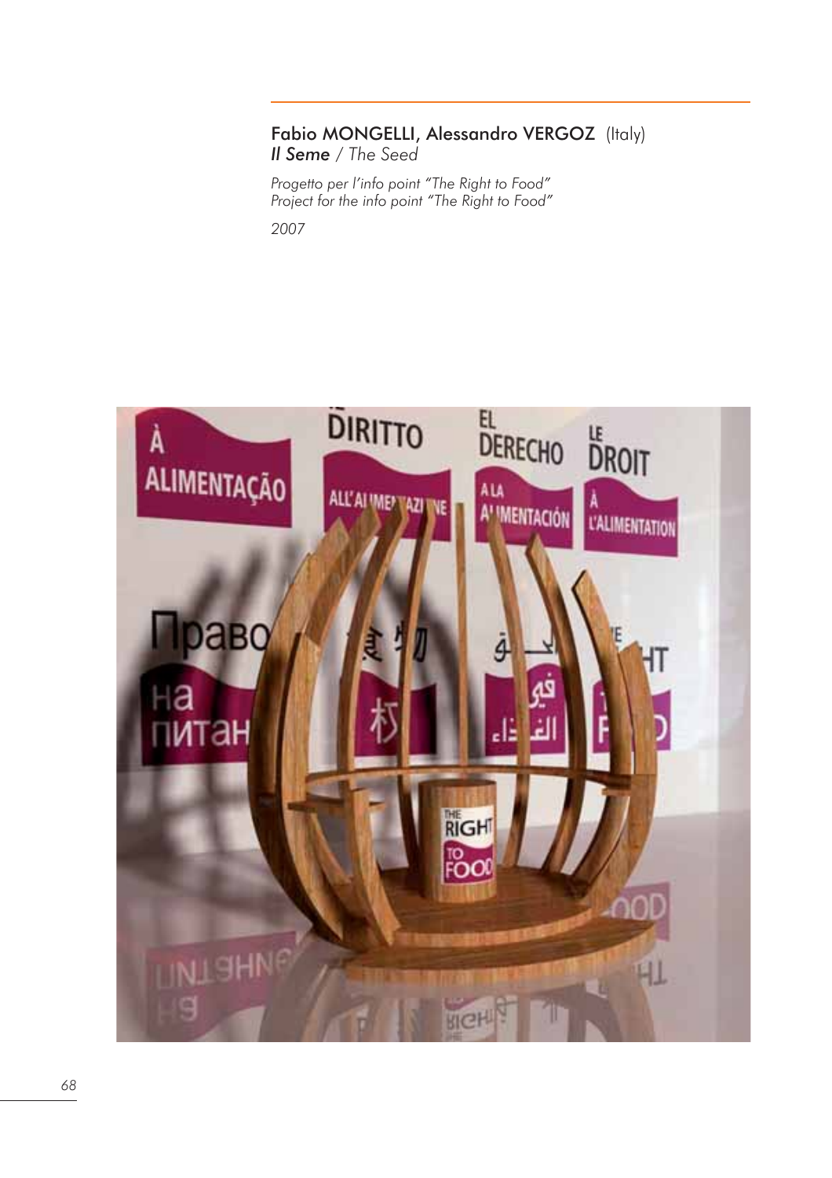Fabio MONGELLI, Alessandro VERGOZ (Italy)
*Il Seme* / *The Seed*

*Progetto per l'info point "The Right to Food"*
*Project for the info point "The Right to Food"*

*2007*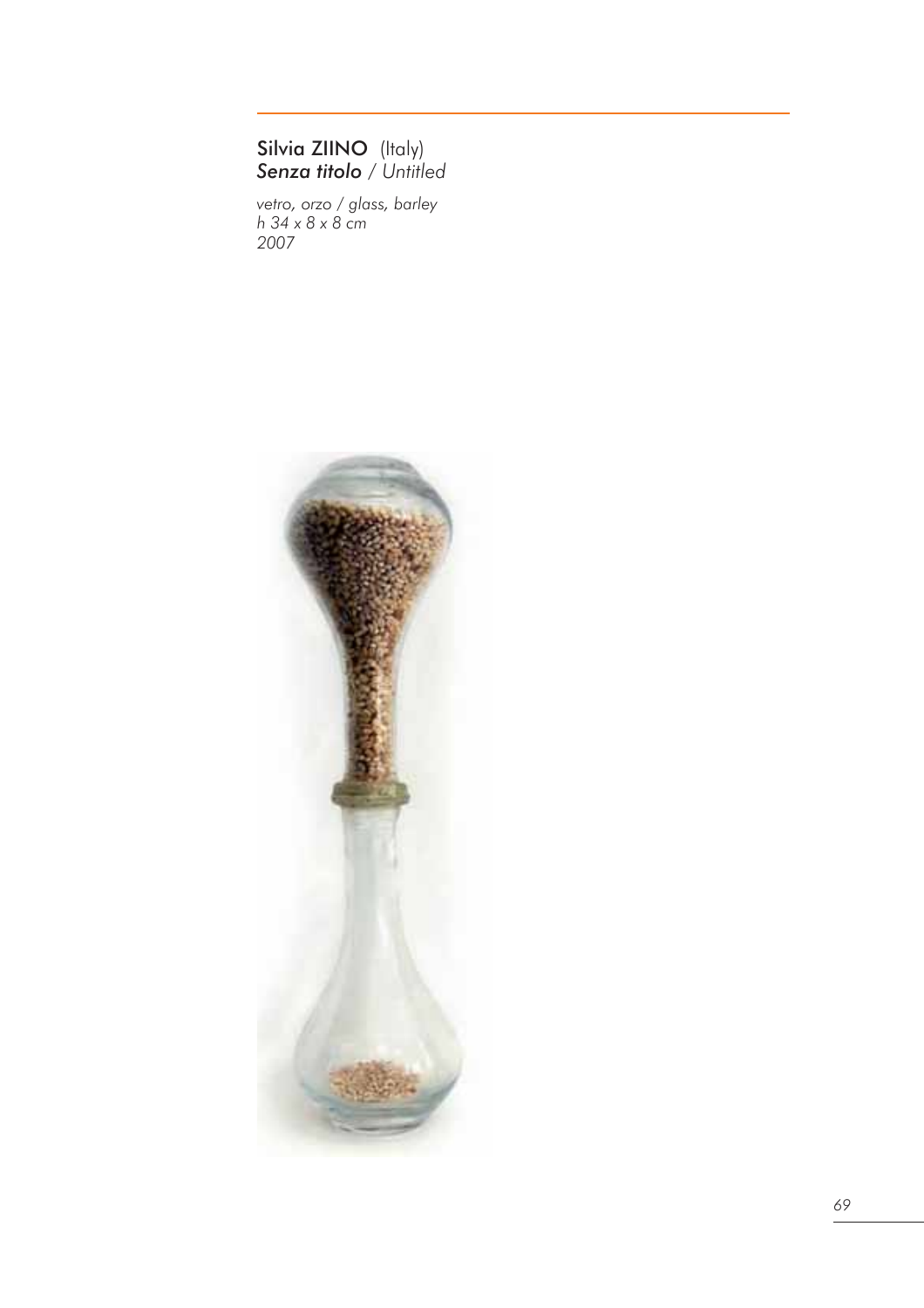Silvia ZIINO (Italy)
***Senza titolo*** / *Untitled*

*vetro, orzo / glass, barley*
*h 34 x 8 x 8 cm*
*2007*